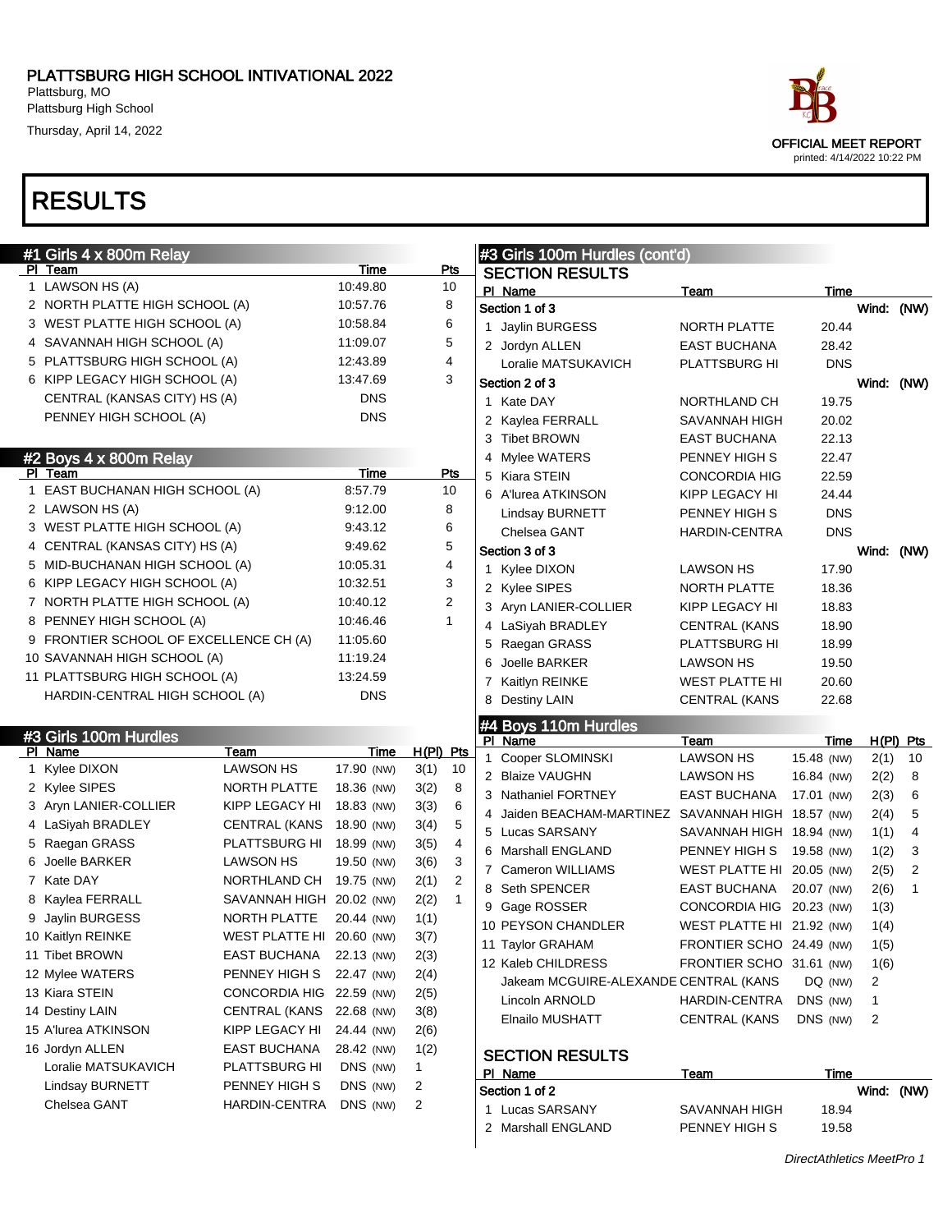# PLATTSBURG HIGH SCHOOL INTIVATIONAL 2022

Plattsburg, MO
Plattsburg High School
Thursday, April 14, 2022

OFFICIAL MEET REPORT
printed: 4/14/2022 10:22 PM

# RESULTS

## #1 Girls 4 x 800m Relay

| Pl | Team | Time | Pts |
|---|---|---|---|
| 1 | LAWSON HS (A) | 10:49.80 | 10 |
| 2 | NORTH PLATTE HIGH SCHOOL (A) | 10:57.76 | 8 |
| 3 | WEST PLATTE HIGH SCHOOL (A) | 10:58.84 | 6 |
| 4 | SAVANNAH HIGH SCHOOL (A) | 11:09.07 | 5 |
| 5 | PLATTSBURG HIGH SCHOOL (A) | 12:43.89 | 4 |
| 6 | KIPP LEGACY HIGH SCHOOL (A) | 13:47.69 | 3 |
| | CENTRAL (KANSAS CITY) HS (A) | DNS | |
| | PENNEY HIGH SCHOOL (A) | DNS | |

## #2 Boys 4 x 800m Relay

| Pl | Team | Time | Pts |
|---|---|---|---|
| 1 | EAST BUCHANAN HIGH SCHOOL (A) | 8:57.79 | 10 |
| 2 | LAWSON HS (A) | 9:12.00 | 8 |
| 3 | WEST PLATTE HIGH SCHOOL (A) | 9:43.12 | 6 |
| 4 | CENTRAL (KANSAS CITY) HS (A) | 9:49.62 | 5 |
| 5 | MID-BUCHANAN HIGH SCHOOL (A) | 10:05.31 | 4 |
| 6 | KIPP LEGACY HIGH SCHOOL (A) | 10:32.51 | 3 |
| 7 | NORTH PLATTE HIGH SCHOOL (A) | 10:40.12 | 2 |
| 8 | PENNEY HIGH SCHOOL (A) | 10:46.46 | 1 |
| 9 | FRONTIER SCHOOL OF EXCELLENCE CH (A) | 11:05.60 | |
| 10 | SAVANNAH HIGH SCHOOL (A) | 11:19.24 | |
| 11 | PLATTSBURG HIGH SCHOOL (A) | 13:24.59 | |
| | HARDIN-CENTRAL HIGH SCHOOL (A) | DNS | |

## #3 Girls 100m Hurdles

| Pl | Name | Team | Time | H(Pl) | Pts |
|---|---|---|---|---|---|
| 1 | Kylee DIXON | LAWSON HS | 17.90 (NW) | 3(1) | 10 |
| 2 | Kylee SIPES | NORTH PLATTE | 18.36 (NW) | 3(2) | 8 |
| 3 | Aryn LANIER-COLLIER | KIPP LEGACY HI | 18.83 (NW) | 3(3) | 6 |
| 4 | LaSiyah BRADLEY | CENTRAL (KANS | 18.90 (NW) | 3(4) | 5 |
| 5 | Raegan GRASS | PLATTSBURG HI | 18.99 (NW) | 3(5) | 4 |
| 6 | Joelle BARKER | LAWSON HS | 19.50 (NW) | 3(6) | 3 |
| 7 | Kate DAY | NORTHLAND CH | 19.75 (NW) | 2(1) | 2 |
| 8 | Kaylea FERRALL | SAVANNAH HIGH | 20.02 (NW) | 2(2) | 1 |
| 9 | Jaylin BURGESS | NORTH PLATTE | 20.44 (NW) | 1(1) | |
| 10 | Kaitlyn REINKE | WEST PLATTE HI | 20.60 (NW) | 3(7) | |
| 11 | Tibet BROWN | EAST BUCHANA | 22.13 (NW) | 2(3) | |
| 12 | Mylee WATERS | PENNEY HIGH S | 22.47 (NW) | 2(4) | |
| 13 | Kiara STEIN | CONCORDIA HIG | 22.59 (NW) | 2(5) | |
| 14 | Destiny LAIN | CENTRAL (KANS | 22.68 (NW) | 3(8) | |
| 15 | A'lurea ATKINSON | KIPP LEGACY HI | 24.44 (NW) | 2(6) | |
| 16 | Jordyn ALLEN | EAST BUCHANA | 28.42 (NW) | 1(2) | |
| | Loralie MATSUKAVICH | PLATTSBURG HI | DNS (NW) | 1 | |
| | Lindsay BURNETT | PENNEY HIGH S | DNS (NW) | 2 | |
| | Chelsea GANT | HARDIN-CENTRA | DNS (NW) | 2 | |

## #3 Girls 100m Hurdles (cont'd)

### SECTION RESULTS

| Pl | Name | Team | Time |
|---|---|---|---|
| **Section 1 of 3** | | | Wind: (NW) |
| 1 | Jaylin BURGESS | NORTH PLATTE | 20.44 |
| 2 | Jordyn ALLEN | EAST BUCHANA | 28.42 |
| | Loralie MATSUKAVICH | PLATTSBURG HI | DNS |
| **Section 2 of 3** | | | Wind: (NW) |
| 1 | Kate DAY | NORTHLAND CH | 19.75 |
| 2 | Kaylea FERRALL | SAVANNAH HIGH | 20.02 |
| 3 | Tibet BROWN | EAST BUCHANA | 22.13 |
| 4 | Mylee WATERS | PENNEY HIGH S | 22.47 |
| 5 | Kiara STEIN | CONCORDIA HIG | 22.59 |
| 6 | A'lurea ATKINSON | KIPP LEGACY HI | 24.44 |
| | Lindsay BURNETT | PENNEY HIGH S | DNS |
| | Chelsea GANT | HARDIN-CENTRA | DNS |
| **Section 3 of 3** | | | Wind: (NW) |
| 1 | Kylee DIXON | LAWSON HS | 17.90 |
| 2 | Kylee SIPES | NORTH PLATTE | 18.36 |
| 3 | Aryn LANIER-COLLIER | KIPP LEGACY HI | 18.83 |
| 4 | LaSiyah BRADLEY | CENTRAL (KANS | 18.90 |
| 5 | Raegan GRASS | PLATTSBURG HI | 18.99 |
| 6 | Joelle BARKER | LAWSON HS | 19.50 |
| 7 | Kaitlyn REINKE | WEST PLATTE HI | 20.60 |
| 8 | Destiny LAIN | CENTRAL (KANS | 22.68 |

## #4 Boys 110m Hurdles

| Pl | Name | Team | Time | H(Pl) | Pts |
|---|---|---|---|---|---|
| 1 | Cooper SLOMINSKI | LAWSON HS | 15.48 (NW) | 2(1) | 10 |
| 2 | Blaize VAUGHN | LAWSON HS | 16.84 (NW) | 2(2) | 8 |
| 3 | Nathaniel FORTNEY | EAST BUCHANA | 17.01 (NW) | 2(3) | 6 |
| 4 | Jaiden BEACHAM-MARTINEZ | SAVANNAH HIGH | 18.57 (NW) | 2(4) | 5 |
| 5 | Lucas SARSANY | SAVANNAH HIGH | 18.94 (NW) | 1(1) | 4 |
| 6 | Marshall ENGLAND | PENNEY HIGH S | 19.58 (NW) | 1(2) | 3 |
| 7 | Cameron WILLIAMS | WEST PLATTE HI | 20.05 (NW) | 2(5) | 2 |
| 8 | Seth SPENCER | EAST BUCHANA | 20.07 (NW) | 2(6) | 1 |
| 9 | Gage ROSSER | CONCORDIA HIG | 20.23 (NW) | 1(3) | |
| 10 | PEYSON CHANDLER | WEST PLATTE HI | 21.92 (NW) | 1(4) | |
| 11 | Taylor GRAHAM | FRONTIER SCHO | 24.49 (NW) | 1(5) | |
| 12 | Kaleb CHILDRESS | FRONTIER SCHO | 31.61 (NW) | 1(6) | |
| | Jakeam MCGUIRE-ALEXANDE | CENTRAL (KANS | DQ (NW) | 2 | |
| | Lincoln ARNOLD | HARDIN-CENTRA | DNS (NW) | 1 | |
| | Elnailo MUSHATT | CENTRAL (KANS | DNS (NW) | 2 | |

### SECTION RESULTS

| Pl | Name | Team | Time |
|---|---|---|---|
| **Section 1 of 2** | | | Wind: (NW) |
| 1 | Lucas SARSANY | SAVANNAH HIGH | 18.94 |
| 2 | Marshall ENGLAND | PENNEY HIGH S | 19.58 |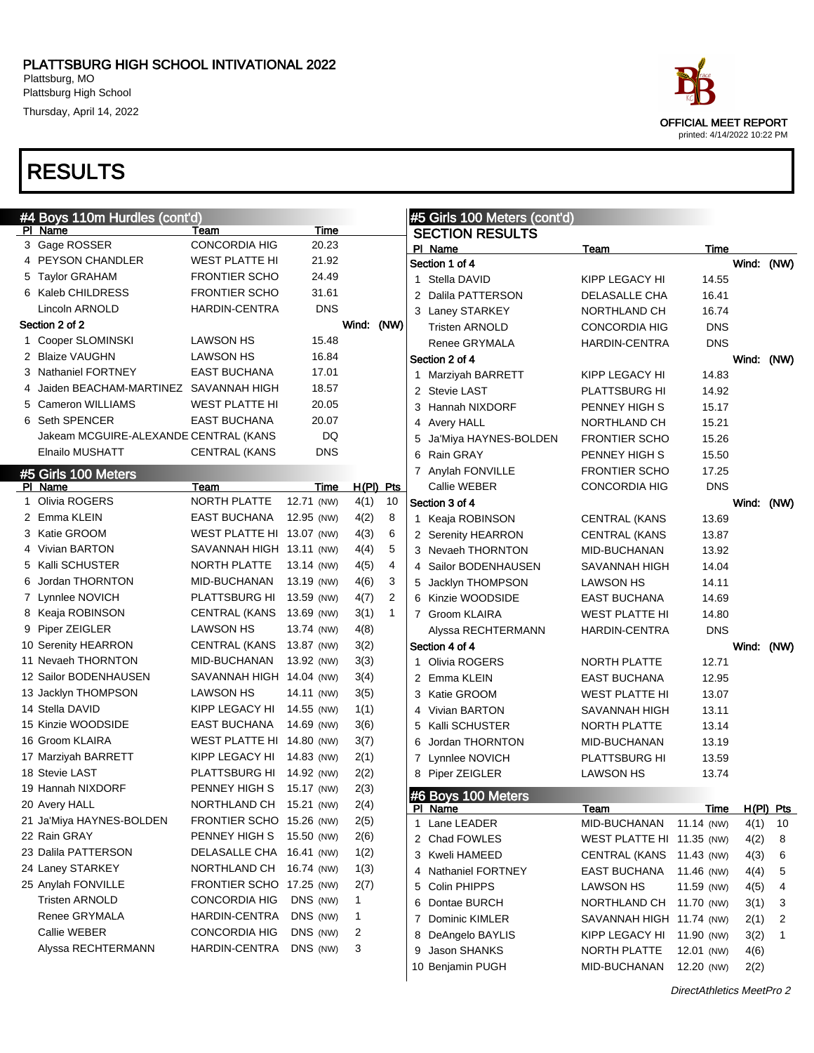# PLATTSBURG HIGH SCHOOL INTIVATIONAL 2022

Plattsburg, MO
Plattsburg High School
Thursday, April 14, 2022

OFFICIAL MEET REPORT
printed: 4/14/2022 10:22 PM

# RESULTS

## #4 Boys 110m Hurdles (cont'd)

| Pl | Name | Team | Time |
|---|---|---|---|
| 3 | Gage ROSSER | CONCORDIA HIG | 20.23 |
| 4 | PEYSON CHANDLER | WEST PLATTE HI | 21.92 |
| 5 | Taylor GRAHAM | FRONTIER SCHO | 24.49 |
| 6 | Kaleb CHILDRESS | FRONTIER SCHO | 31.61 |
| | Lincoln ARNOLD | HARDIN-CENTRA | DNS |
| **Section 2 of 2** | | | Wind: (NW) |
| 1 | Cooper SLOMINSKI | LAWSON HS | 15.48 |
| 2 | Blaize VAUGHN | LAWSON HS | 16.84 |
| 3 | Nathaniel FORTNEY | EAST BUCHANA | 17.01 |
| 4 | Jaiden BEACHAM-MARTINEZ | SAVANNAH HIGH | 18.57 |
| 5 | Cameron WILLIAMS | WEST PLATTE HI | 20.05 |
| 6 | Seth SPENCER | EAST BUCHANA | 20.07 |
| | Jakeam MCGUIRE-ALEXANDE | CENTRAL (KANS | DQ |
| | Elnailo MUSHATT | CENTRAL (KANS | DNS |

## #5 Girls 100 Meters

| Pl | Name | Team | Time | | H(Pl) | Pts |
|---|---|---|---|---|---|---|
| 1 | Olivia ROGERS | NORTH PLATTE | 12.71 | (NW) | 4(1) | 10 |
| 2 | Emma KLEIN | EAST BUCHANA | 12.95 | (NW) | 4(2) | 8 |
| 3 | Katie GROOM | WEST PLATTE HI | 13.07 | (NW) | 4(3) | 6 |
| 4 | Vivian BARTON | SAVANNAH HIGH | 13.11 | (NW) | 4(4) | 5 |
| 5 | Kalli SCHUSTER | NORTH PLATTE | 13.14 | (NW) | 4(5) | 4 |
| 6 | Jordan THORNTON | MID-BUCHANAN | 13.19 | (NW) | 4(6) | 3 |
| 7 | Lynnlee NOVICH | PLATTSBURG HI | 13.59 | (NW) | 4(7) | 2 |
| 8 | Keaja ROBINSON | CENTRAL (KANS | 13.69 | (NW) | 3(1) | 1 |
| 9 | Piper ZEIGLER | LAWSON HS | 13.74 | (NW) | 4(8) | |
| 10 | Serenity HEARRON | CENTRAL (KANS | 13.87 | (NW) | 3(2) | |
| 11 | Nevaeh THORNTON | MID-BUCHANAN | 13.92 | (NW) | 3(3) | |
| 12 | Sailor BODENHAUSEN | SAVANNAH HIGH | 14.04 | (NW) | 3(4) | |
| 13 | Jacklyn THOMPSON | LAWSON HS | 14.11 | (NW) | 3(5) | |
| 14 | Stella DAVID | KIPP LEGACY HI | 14.55 | (NW) | 1(1) | |
| 15 | Kinzie WOODSIDE | EAST BUCHANA | 14.69 | (NW) | 3(6) | |
| 16 | Groom KLAIRA | WEST PLATTE HI | 14.80 | (NW) | 3(7) | |
| 17 | Marziyah BARRETT | KIPP LEGACY HI | 14.83 | (NW) | 2(1) | |
| 18 | Stevie LAST | PLATTSBURG HI | 14.92 | (NW) | 2(2) | |
| 19 | Hannah NIXDORF | PENNEY HIGH S | 15.17 | (NW) | 2(3) | |
| 20 | Avery HALL | NORTHLAND CH | 15.21 | (NW) | 2(4) | |
| 21 | Ja'Miya HAYNES-BOLDEN | FRONTIER SCHO | 15.26 | (NW) | 2(5) | |
| 22 | Rain GRAY | PENNEY HIGH S | 15.50 | (NW) | 2(6) | |
| 23 | Dalila PATTERSON | DELASALLE CHA | 16.41 | (NW) | 1(2) | |
| 24 | Laney STARKEY | NORTHLAND CH | 16.74 | (NW) | 1(3) | |
| 25 | Anylah FONVILLE | FRONTIER SCHO | 17.25 | (NW) | 2(7) | |
| | Tristen ARNOLD | CONCORDIA HIG | DNS | (NW) | 1 | |
| | Renee GRYMALA | HARDIN-CENTRA | DNS | (NW) | 1 | |
| | Callie WEBER | CONCORDIA HIG | DNS | (NW) | 2 | |
| | Alyssa RECHTERMANN | HARDIN-CENTRA | DNS | (NW) | 3 | |

## #5 Girls 100 Meters (cont'd)

### SECTION RESULTS

| Pl | Name | Team | Time |
|---|---|---|---|
| **Section 1 of 4** | | | Wind: (NW) |
| 1 | Stella DAVID | KIPP LEGACY HI | 14.55 |
| 2 | Dalila PATTERSON | DELASALLE CHA | 16.41 |
| 3 | Laney STARKEY | NORTHLAND CH | 16.74 |
| | Tristen ARNOLD | CONCORDIA HIG | DNS |
| | Renee GRYMALA | HARDIN-CENTRA | DNS |
| **Section 2 of 4** | | | Wind: (NW) |
| 1 | Marziyah BARRETT | KIPP LEGACY HI | 14.83 |
| 2 | Stevie LAST | PLATTSBURG HI | 14.92 |
| 3 | Hannah NIXDORF | PENNEY HIGH S | 15.17 |
| 4 | Avery HALL | NORTHLAND CH | 15.21 |
| 5 | Ja'Miya HAYNES-BOLDEN | FRONTIER SCHO | 15.26 |
| 6 | Rain GRAY | PENNEY HIGH S | 15.50 |
| 7 | Anylah FONVILLE | FRONTIER SCHO | 17.25 |
| | Callie WEBER | CONCORDIA HIG | DNS |
| **Section 3 of 4** | | | Wind: (NW) |
| 1 | Keaja ROBINSON | CENTRAL (KANS | 13.69 |
| 2 | Serenity HEARRON | CENTRAL (KANS | 13.87 |
| 3 | Nevaeh THORNTON | MID-BUCHANAN | 13.92 |
| 4 | Sailor BODENHAUSEN | SAVANNAH HIGH | 14.04 |
| 5 | Jacklyn THOMPSON | LAWSON HS | 14.11 |
| 6 | Kinzie WOODSIDE | EAST BUCHANA | 14.69 |
| 7 | Groom KLAIRA | WEST PLATTE HI | 14.80 |
| | Alyssa RECHTERMANN | HARDIN-CENTRA | DNS |
| **Section 4 of 4** | | | Wind: (NW) |
| 1 | Olivia ROGERS | NORTH PLATTE | 12.71 |
| 2 | Emma KLEIN | EAST BUCHANA | 12.95 |
| 3 | Katie GROOM | WEST PLATTE HI | 13.07 |
| 4 | Vivian BARTON | SAVANNAH HIGH | 13.11 |
| 5 | Kalli SCHUSTER | NORTH PLATTE | 13.14 |
| 6 | Jordan THORNTON | MID-BUCHANAN | 13.19 |
| 7 | Lynnlee NOVICH | PLATTSBURG HI | 13.59 |
| 8 | Piper ZEIGLER | LAWSON HS | 13.74 |

## #6 Boys 100 Meters

| Pl | Name | Team | Time | | H(Pl) | Pts |
|---|---|---|---|---|---|---|
| 1 | Lane LEADER | MID-BUCHANAN | 11.14 | (NW) | 4(1) | 10 |
| 2 | Chad FOWLES | WEST PLATTE HI | 11.35 | (NW) | 4(2) | 8 |
| 3 | Kweli HAMEED | CENTRAL (KANS | 11.43 | (NW) | 4(3) | 6 |
| 4 | Nathaniel FORTNEY | EAST BUCHANA | 11.46 | (NW) | 4(4) | 5 |
| 5 | Colin PHIPPS | LAWSON HS | 11.59 | (NW) | 4(5) | 4 |
| 6 | Dontae BURCH | NORTHLAND CH | 11.70 | (NW) | 3(1) | 3 |
| 7 | Dominic KIMLER | SAVANNAH HIGH | 11.74 | (NW) | 2(1) | 2 |
| 8 | DeAngelo BAYLIS | KIPP LEGACY HI | 11.90 | (NW) | 3(2) | 1 |
| 9 | Jason SHANKS | NORTH PLATTE | 12.01 | (NW) | 4(6) | |
| 10 | Benjamin PUGH | MID-BUCHANAN | 12.20 | (NW) | 2(2) | |

*DirectAthletics MeetPro 2*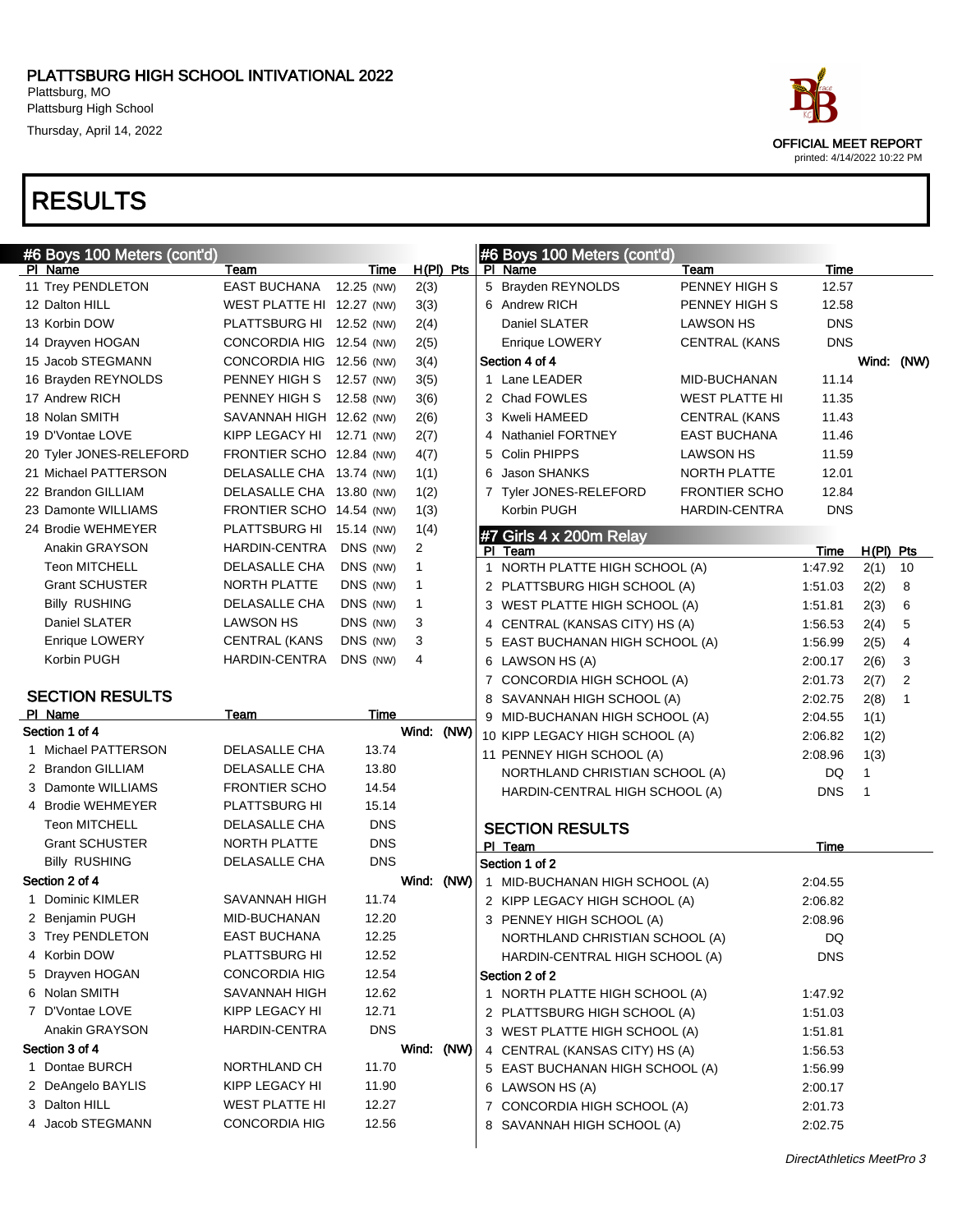# PLATTSBURG HIGH SCHOOL INTIVATIONAL 2022

Plattsburg, MO
Plattsburg High School
Thursday, April 14, 2022

OFFICIAL MEET REPORT
printed: 4/14/2022 10:22 PM

# RESULTS

## #6 Boys 100 Meters (cont'd)

| Pl | Name | Team | Time | | H(Pl) | Pts |
|---|---|---|---|---|---|---|
| 11 | Trey PENDLETON | EAST BUCHANA | 12.25 | (NW) | 2(3) | |
| 12 | Dalton HILL | WEST PLATTE HI | 12.27 | (NW) | 3(3) | |
| 13 | Korbin DOW | PLATTSBURG HI | 12.52 | (NW) | 2(4) | |
| 14 | Drayven HOGAN | CONCORDIA HIG | 12.54 | (NW) | 2(5) | |
| 15 | Jacob STEGMANN | CONCORDIA HIG | 12.56 | (NW) | 3(4) | |
| 16 | Brayden REYNOLDS | PENNEY HIGH S | 12.57 | (NW) | 3(5) | |
| 17 | Andrew RICH | PENNEY HIGH S | 12.58 | (NW) | 3(6) | |
| 18 | Nolan SMITH | SAVANNAH HIGH | 12.62 | (NW) | 2(6) | |
| 19 | D'Vontae LOVE | KIPP LEGACY HI | 12.71 | (NW) | 2(7) | |
| 20 | Tyler JONES-RELEFORD | FRONTIER SCHO | 12.84 | (NW) | 4(7) | |
| 21 | Michael PATTERSON | DELASALLE CHA | 13.74 | (NW) | 1(1) | |
| 22 | Brandon GILLIAM | DELASALLE CHA | 13.80 | (NW) | 1(2) | |
| 23 | Damonte WILLIAMS | FRONTIER SCHO | 14.54 | (NW) | 1(3) | |
| 24 | Brodie WEHMEYER | PLATTSBURG HI | 15.14 | (NW) | 1(4) | |
| | Anakin GRAYSON | HARDIN-CENTRA | DNS | (NW) | 2 | |
| | Teon MITCHELL | DELASALLE CHA | DNS | (NW) | 1 | |
| | Grant SCHUSTER | NORTH PLATTE | DNS | (NW) | 1 | |
| | Billy RUSHING | DELASALLE CHA | DNS | (NW) | 1 | |
| | Daniel SLATER | LAWSON HS | DNS | (NW) | 3 | |
| | Enrique LOWERY | CENTRAL (KANS | DNS | (NW) | 3 | |
| | Korbin PUGH | HARDIN-CENTRA | DNS | (NW) | 4 | |

### SECTION RESULTS

| Pl | Name | Team | Time |
|---|---|---|---|
| **Section 1 of 4** | | | Wind: (NW) |
| 1 | Michael PATTERSON | DELASALLE CHA | 13.74 |
| 2 | Brandon GILLIAM | DELASALLE CHA | 13.80 |
| 3 | Damonte WILLIAMS | FRONTIER SCHO | 14.54 |
| 4 | Brodie WEHMEYER | PLATTSBURG HI | 15.14 |
| | Teon MITCHELL | DELASALLE CHA | DNS |
| | Grant SCHUSTER | NORTH PLATTE | DNS |
| | Billy RUSHING | DELASALLE CHA | DNS |
| **Section 2 of 4** | | | Wind: (NW) |
| 1 | Dominic KIMLER | SAVANNAH HIGH | 11.74 |
| 2 | Benjamin PUGH | MID-BUCHANAN | 12.20 |
| 3 | Trey PENDLETON | EAST BUCHANA | 12.25 |
| 4 | Korbin DOW | PLATTSBURG HI | 12.52 |
| 5 | Drayven HOGAN | CONCORDIA HIG | 12.54 |
| 6 | Nolan SMITH | SAVANNAH HIGH | 12.62 |
| 7 | D'Vontae LOVE | KIPP LEGACY HI | 12.71 |
| | Anakin GRAYSON | HARDIN-CENTRA | DNS |
| **Section 3 of 4** | | | Wind: (NW) |
| 1 | Dontae BURCH | NORTHLAND CH | 11.70 |
| 2 | DeAngelo BAYLIS | KIPP LEGACY HI | 11.90 |
| 3 | Dalton HILL | WEST PLATTE HI | 12.27 |
| 4 | Jacob STEGMANN | CONCORDIA HIG | 12.56 |
| 5 | Brayden REYNOLDS | PENNEY HIGH S | 12.57 |
| 6 | Andrew RICH | PENNEY HIGH S | 12.58 |
| | Daniel SLATER | LAWSON HS | DNS |
| | Enrique LOWERY | CENTRAL (KANS | DNS |
| **Section 4 of 4** | | | Wind: (NW) |
| 1 | Lane LEADER | MID-BUCHANAN | 11.14 |
| 2 | Chad FOWLES | WEST PLATTE HI | 11.35 |
| 3 | Kweli HAMEED | CENTRAL (KANS | 11.43 |
| 4 | Nathaniel FORTNEY | EAST BUCHANA | 11.46 |
| 5 | Colin PHIPPS | LAWSON HS | 11.59 |
| 6 | Jason SHANKS | NORTH PLATTE | 12.01 |
| 7 | Tyler JONES-RELEFORD | FRONTIER SCHO | 12.84 |
| | Korbin PUGH | HARDIN-CENTRA | DNS |

## #7 Girls 4 x 200m Relay

| Pl | Team | Time | H(Pl) | Pts |
|---|---|---|---|---|
| 1 | NORTH PLATTE HIGH SCHOOL (A) | 1:47.92 | 2(1) | 10 |
| 2 | PLATTSBURG HIGH SCHOOL (A) | 1:51.03 | 2(2) | 8 |
| 3 | WEST PLATTE HIGH SCHOOL (A) | 1:51.81 | 2(3) | 6 |
| 4 | CENTRAL (KANSAS CITY) HS (A) | 1:56.53 | 2(4) | 5 |
| 5 | EAST BUCHANAN HIGH SCHOOL (A) | 1:56.99 | 2(5) | 4 |
| 6 | LAWSON HS (A) | 2:00.17 | 2(6) | 3 |
| 7 | CONCORDIA HIGH SCHOOL (A) | 2:01.73 | 2(7) | 2 |
| 8 | SAVANNAH HIGH SCHOOL (A) | 2:02.75 | 2(8) | 1 |
| 9 | MID-BUCHANAN HIGH SCHOOL (A) | 2:04.55 | 1(1) | |
| 10 | KIPP LEGACY HIGH SCHOOL (A) | 2:06.82 | 1(2) | |
| 11 | PENNEY HIGH SCHOOL (A) | 2:08.96 | 1(3) | |
| | NORTHLAND CHRISTIAN SCHOOL (A) | DQ | 1 | |
| | HARDIN-CENTRAL HIGH SCHOOL (A) | DNS | 1 | |

### SECTION RESULTS

| Pl | Team | Time |
|---|---|---|
| **Section 1 of 2** | | |
| 1 | MID-BUCHANAN HIGH SCHOOL (A) | 2:04.55 |
| 2 | KIPP LEGACY HIGH SCHOOL (A) | 2:06.82 |
| 3 | PENNEY HIGH SCHOOL (A) | 2:08.96 |
| | NORTHLAND CHRISTIAN SCHOOL (A) | DQ |
| | HARDIN-CENTRAL HIGH SCHOOL (A) | DNS |
| **Section 2 of 2** | | |
| 1 | NORTH PLATTE HIGH SCHOOL (A) | 1:47.92 |
| 2 | PLATTSBURG HIGH SCHOOL (A) | 1:51.03 |
| 3 | WEST PLATTE HIGH SCHOOL (A) | 1:51.81 |
| 4 | CENTRAL (KANSAS CITY) HS (A) | 1:56.53 |
| 5 | EAST BUCHANAN HIGH SCHOOL (A) | 1:56.99 |
| 6 | LAWSON HS (A) | 2:00.17 |
| 7 | CONCORDIA HIGH SCHOOL (A) | 2:01.73 |
| 8 | SAVANNAH HIGH SCHOOL (A) | 2:02.75 |

DirectAthletics MeetPro 3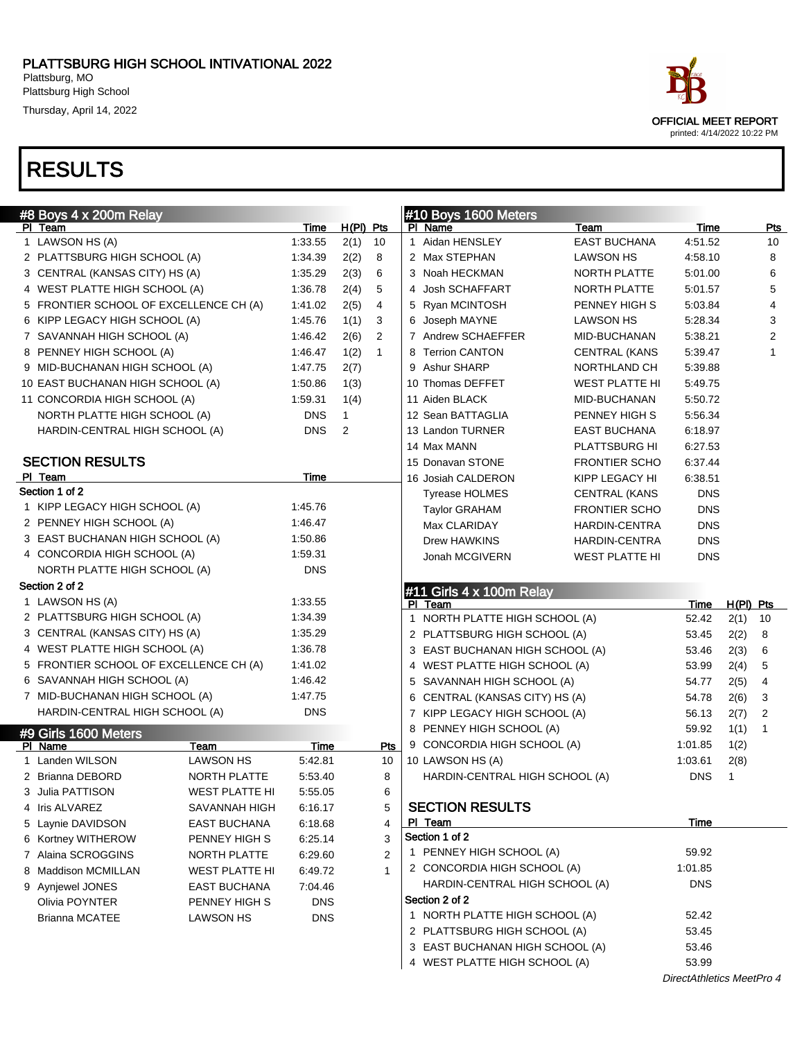# PLATTSBURG HIGH SCHOOL INTIVATIONAL 2022

Plattsburg, MO
Plattsburg High School
Thursday, April 14, 2022

OFFICIAL MEET REPORT
printed: 4/14/2022 10:22 PM

# RESULTS

## #8 Boys 4 x 200m Relay

| Pl | Team | Time | H(Pl) | Pts |
|---|---|---|---|---|
| 1 | LAWSON HS (A) | 1:33.55 | 2(1) | 10 |
| 2 | PLATTSBURG HIGH SCHOOL (A) | 1:34.39 | 2(2) | 8 |
| 3 | CENTRAL (KANSAS CITY) HS (A) | 1:35.29 | 2(3) | 6 |
| 4 | WEST PLATTE HIGH SCHOOL (A) | 1:36.78 | 2(4) | 5 |
| 5 | FRONTIER SCHOOL OF EXCELLENCE CH (A) | 1:41.02 | 2(5) | 4 |
| 6 | KIPP LEGACY HIGH SCHOOL (A) | 1:45.76 | 1(1) | 3 |
| 7 | SAVANNAH HIGH SCHOOL (A) | 1:46.42 | 2(6) | 2 |
| 8 | PENNEY HIGH SCHOOL (A) | 1:46.47 | 1(2) | 1 |
| 9 | MID-BUCHANAN HIGH SCHOOL (A) | 1:47.75 | 2(7) | |
| 10 | EAST BUCHANAN HIGH SCHOOL (A) | 1:50.86 | 1(3) | |
| 11 | CONCORDIA HIGH SCHOOL (A) | 1:59.31 | 1(4) | |
| | NORTH PLATTE HIGH SCHOOL (A) | DNS | 1 | |
| | HARDIN-CENTRAL HIGH SCHOOL (A) | DNS | 2 | |

### SECTION RESULTS

| Pl | Team | Time |
|---|---|---|
| **Section 1 of 2** | | |
| 1 | KIPP LEGACY HIGH SCHOOL (A) | 1:45.76 |
| 2 | PENNEY HIGH SCHOOL (A) | 1:46.47 |
| 3 | EAST BUCHANAN HIGH SCHOOL (A) | 1:50.86 |
| 4 | CONCORDIA HIGH SCHOOL (A) | 1:59.31 |
| | NORTH PLATTE HIGH SCHOOL (A) | DNS |
| **Section 2 of 2** | | |
| 1 | LAWSON HS (A) | 1:33.55 |
| 2 | PLATTSBURG HIGH SCHOOL (A) | 1:34.39 |
| 3 | CENTRAL (KANSAS CITY) HS (A) | 1:35.29 |
| 4 | WEST PLATTE HIGH SCHOOL (A) | 1:36.78 |
| 5 | FRONTIER SCHOOL OF EXCELLENCE CH (A) | 1:41.02 |
| 6 | SAVANNAH HIGH SCHOOL (A) | 1:46.42 |
| 7 | MID-BUCHANAN HIGH SCHOOL (A) | 1:47.75 |
| | HARDIN-CENTRAL HIGH SCHOOL (A) | DNS |

## #9 Girls 1600 Meters

| Pl | Name | Team | Time | Pts |
|---|---|---|---|---|
| 1 | Landen WILSON | LAWSON HS | 5:42.81 | 10 |
| 2 | Brianna DEBORD | NORTH PLATTE | 5:53.40 | 8 |
| 3 | Julia PATTISON | WEST PLATTE HI | 5:55.05 | 6 |
| 4 | Iris ALVAREZ | SAVANNAH HIGH | 6:16.17 | 5 |
| 5 | Laynie DAVIDSON | EAST BUCHANA | 6:18.68 | 4 |
| 6 | Kortney WITHEROW | PENNEY HIGH S | 6:25.14 | 3 |
| 7 | Alaina SCROGGINS | NORTH PLATTE | 6:29.60 | 2 |
| 8 | Maddison MCMILLAN | WEST PLATTE HI | 6:49.72 | 1 |
| 9 | Aynjewel JONES | EAST BUCHANA | 7:04.46 | |
| | Olivia POYNTER | PENNEY HIGH S | DNS | |
| | Brianna MCATEE | LAWSON HS | DNS | |

## #10 Boys 1600 Meters

| Pl | Name | Team | Time | Pts |
|---|---|---|---|---|
| 1 | Aidan HENSLEY | EAST BUCHANA | 4:51.52 | 10 |
| 2 | Max STEPHAN | LAWSON HS | 4:58.10 | 8 |
| 3 | Noah HECKMAN | NORTH PLATTE | 5:01.00 | 6 |
| 4 | Josh SCHAFFART | NORTH PLATTE | 5:01.57 | 5 |
| 5 | Ryan MCINTOSH | PENNEY HIGH S | 5:03.84 | 4 |
| 6 | Joseph MAYNE | LAWSON HS | 5:28.34 | 3 |
| 7 | Andrew SCHAEFFER | MID-BUCHANAN | 5:38.21 | 2 |
| 8 | Terrion CANTON | CENTRAL (KANS | 5:39.47 | 1 |
| 9 | Ashur SHARP | NORTHLAND CH | 5:39.88 | |
| 10 | Thomas DEFFET | WEST PLATTE HI | 5:49.75 | |
| 11 | Aiden BLACK | MID-BUCHANAN | 5:50.72 | |
| 12 | Sean BATTAGLIA | PENNEY HIGH S | 5:56.34 | |
| 13 | Landon TURNER | EAST BUCHANA | 6:18.97 | |
| 14 | Max MANN | PLATTSBURG HI | 6:27.53 | |
| 15 | Donavan STONE | FRONTIER SCHO | 6:37.44 | |
| 16 | Josiah CALDERON | KIPP LEGACY HI | 6:38.51 | |
| | Tyrease HOLMES | CENTRAL (KANS | DNS | |
| | Taylor GRAHAM | FRONTIER SCHO | DNS | |
| | Max CLARIDAY | HARDIN-CENTRA | DNS | |
| | Drew HAWKINS | HARDIN-CENTRA | DNS | |
| | Jonah MCGIVERN | WEST PLATTE HI | DNS | |

## #11 Girls 4 x 100m Relay

| Pl | Team | Time | H(Pl) | Pts |
|---|---|---|---|---|
| 1 | NORTH PLATTE HIGH SCHOOL (A) | 52.42 | 2(1) | 10 |
| 2 | PLATTSBURG HIGH SCHOOL (A) | 53.45 | 2(2) | 8 |
| 3 | EAST BUCHANAN HIGH SCHOOL (A) | 53.46 | 2(3) | 6 |
| 4 | WEST PLATTE HIGH SCHOOL (A) | 53.99 | 2(4) | 5 |
| 5 | SAVANNAH HIGH SCHOOL (A) | 54.77 | 2(5) | 4 |
| 6 | CENTRAL (KANSAS CITY) HS (A) | 54.78 | 2(6) | 3 |
| 7 | KIPP LEGACY HIGH SCHOOL (A) | 56.13 | 2(7) | 2 |
| 8 | PENNEY HIGH SCHOOL (A) | 59.92 | 1(1) | 1 |
| 9 | CONCORDIA HIGH SCHOOL (A) | 1:01.85 | 1(2) | |
| 10 | LAWSON HS (A) | 1:03.61 | 2(8) | |
| | HARDIN-CENTRAL HIGH SCHOOL (A) | DNS | 1 | |

### SECTION RESULTS

| Pl | Team | Time |
|---|---|---|
| **Section 1 of 2** | | |
| 1 | PENNEY HIGH SCHOOL (A) | 59.92 |
| 2 | CONCORDIA HIGH SCHOOL (A) | 1:01.85 |
| | HARDIN-CENTRAL HIGH SCHOOL (A) | DNS |
| **Section 2 of 2** | | |
| 1 | NORTH PLATTE HIGH SCHOOL (A) | 52.42 |
| 2 | PLATTSBURG HIGH SCHOOL (A) | 53.45 |
| 3 | EAST BUCHANAN HIGH SCHOOL (A) | 53.46 |
| 4 | WEST PLATTE HIGH SCHOOL (A) | 53.99 |

*DirectAthletics MeetPro 4*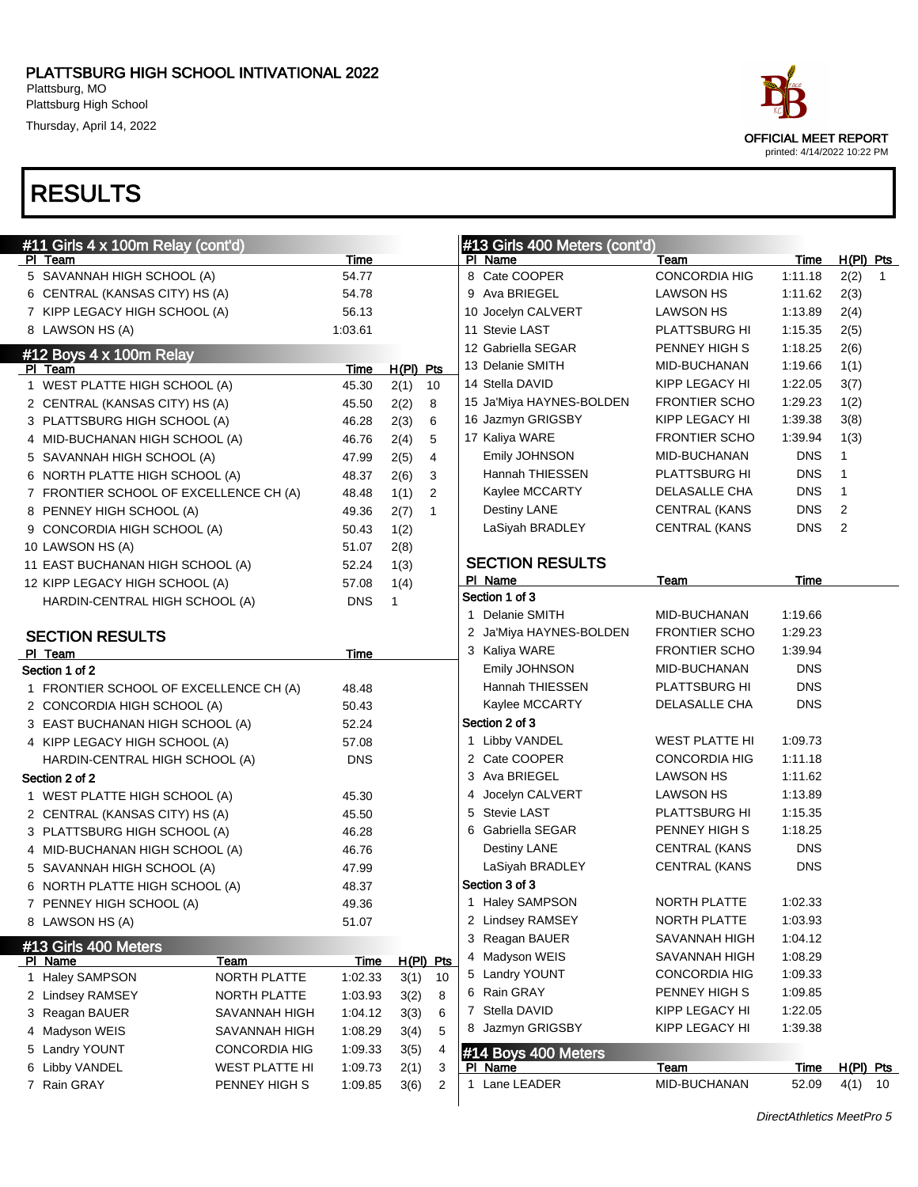# PLATTSBURG HIGH SCHOOL INTIVATIONAL 2022

Plattsburg, MO
Plattsburg High School
Thursday, April 14, 2022

OFFICIAL MEET REPORT
printed: 4/14/2022 10:22 PM

# RESULTS

## #11 Girls 4 x 100m Relay (cont'd)

| Pl | Team | Time |
|---|---|---|
| 5 | SAVANNAH HIGH SCHOOL (A) | 54.77 |
| 6 | CENTRAL (KANSAS CITY) HS (A) | 54.78 |
| 7 | KIPP LEGACY HIGH SCHOOL (A) | 56.13 |
| 8 | LAWSON HS (A) | 1:03.61 |

## #12 Boys 4 x 100m Relay

| Pl | Team | Time | H(Pl) | Pts |
|---|---|---|---|---|
| 1 | WEST PLATTE HIGH SCHOOL (A) | 45.30 | 2(1) | 10 |
| 2 | CENTRAL (KANSAS CITY) HS (A) | 45.50 | 2(2) | 8 |
| 3 | PLATTSBURG HIGH SCHOOL (A) | 46.28 | 2(3) | 6 |
| 4 | MID-BUCHANAN HIGH SCHOOL (A) | 46.76 | 2(4) | 5 |
| 5 | SAVANNAH HIGH SCHOOL (A) | 47.99 | 2(5) | 4 |
| 6 | NORTH PLATTE HIGH SCHOOL (A) | 48.37 | 2(6) | 3 |
| 7 | FRONTIER SCHOOL OF EXCELLENCE CH (A) | 48.48 | 1(1) | 2 |
| 8 | PENNEY HIGH SCHOOL (A) | 49.36 | 2(7) | 1 |
| 9 | CONCORDIA HIGH SCHOOL (A) | 50.43 | 1(2) | |
| 10 | LAWSON HS (A) | 51.07 | 2(8) | |
| 11 | EAST BUCHANAN HIGH SCHOOL (A) | 52.24 | 1(3) | |
| 12 | KIPP LEGACY HIGH SCHOOL (A) | 57.08 | 1(4) | |
| | HARDIN-CENTRAL HIGH SCHOOL (A) | DNS | 1 | |

### SECTION RESULTS

| Pl | Team | Time |
|---|---|---|
| **Section 1 of 2** | | |
| 1 | FRONTIER SCHOOL OF EXCELLENCE CH (A) | 48.48 |
| 2 | CONCORDIA HIGH SCHOOL (A) | 50.43 |
| 3 | EAST BUCHANAN HIGH SCHOOL (A) | 52.24 |
| 4 | KIPP LEGACY HIGH SCHOOL (A) | 57.08 |
| | HARDIN-CENTRAL HIGH SCHOOL (A) | DNS |
| **Section 2 of 2** | | |
| 1 | WEST PLATTE HIGH SCHOOL (A) | 45.30 |
| 2 | CENTRAL (KANSAS CITY) HS (A) | 45.50 |
| 3 | PLATTSBURG HIGH SCHOOL (A) | 46.28 |
| 4 | MID-BUCHANAN HIGH SCHOOL (A) | 46.76 |
| 5 | SAVANNAH HIGH SCHOOL (A) | 47.99 |
| 6 | NORTH PLATTE HIGH SCHOOL (A) | 48.37 |
| 7 | PENNEY HIGH SCHOOL (A) | 49.36 |
| 8 | LAWSON HS (A) | 51.07 |

## #13 Girls 400 Meters

| Pl | Name | Team | Time | H(Pl) | Pts |
|---|---|---|---|---|---|
| 1 | Haley SAMPSON | NORTH PLATTE | 1:02.33 | 3(1) | 10 |
| 2 | Lindsey RAMSEY | NORTH PLATTE | 1:03.93 | 3(2) | 8 |
| 3 | Reagan BAUER | SAVANNAH HIGH | 1:04.12 | 3(3) | 6 |
| 4 | Madyson WEIS | SAVANNAH HIGH | 1:08.29 | 3(4) | 5 |
| 5 | Landry YOUNT | CONCORDIA HIG | 1:09.33 | 3(5) | 4 |
| 6 | Libby VANDEL | WEST PLATTE HI | 1:09.73 | 2(1) | 3 |
| 7 | Rain GRAY | PENNEY HIGH S | 1:09.85 | 3(6) | 2 |
| 8 | Cate COOPER | CONCORDIA HIG | 1:11.18 | 2(2) | 1 |
| 9 | Ava BRIEGEL | LAWSON HS | 1:11.62 | 2(3) | |
| 10 | Jocelyn CALVERT | LAWSON HS | 1:13.89 | 2(4) | |
| 11 | Stevie LAST | PLATTSBURG HI | 1:15.35 | 2(5) | |
| 12 | Gabriella SEGAR | PENNEY HIGH S | 1:18.25 | 2(6) | |
| 13 | Delanie SMITH | MID-BUCHANAN | 1:19.66 | 1(1) | |
| 14 | Stella DAVID | KIPP LEGACY HI | 1:22.05 | 3(7) | |
| 15 | Ja'Miya HAYNES-BOLDEN | FRONTIER SCHO | 1:29.23 | 1(2) | |
| 16 | Jazmyn GRIGSBY | KIPP LEGACY HI | 1:39.38 | 3(8) | |
| 17 | Kaliya WARE | FRONTIER SCHO | 1:39.94 | 1(3) | |
| | Emily JOHNSON | MID-BUCHANAN | DNS | 1 | |
| | Hannah THIESSEN | PLATTSBURG HI | DNS | 1 | |
| | Kaylee MCCARTY | DELASALLE CHA | DNS | 1 | |
| | Destiny LANE | CENTRAL (KANS | DNS | 2 | |
| | LaSiyah BRADLEY | CENTRAL (KANS | DNS | 2 | |

### SECTION RESULTS

| Pl | Name | Team | Time |
|---|---|---|---|
| **Section 1 of 3** | | | |
| 1 | Delanie SMITH | MID-BUCHANAN | 1:19.66 |
| 2 | Ja'Miya HAYNES-BOLDEN | FRONTIER SCHO | 1:29.23 |
| 3 | Kaliya WARE | FRONTIER SCHO | 1:39.94 |
| | Emily JOHNSON | MID-BUCHANAN | DNS |
| | Hannah THIESSEN | PLATTSBURG HI | DNS |
| | Kaylee MCCARTY | DELASALLE CHA | DNS |
| **Section 2 of 3** | | | |
| 1 | Libby VANDEL | WEST PLATTE HI | 1:09.73 |
| 2 | Cate COOPER | CONCORDIA HIG | 1:11.18 |
| 3 | Ava BRIEGEL | LAWSON HS | 1:11.62 |
| 4 | Jocelyn CALVERT | LAWSON HS | 1:13.89 |
| 5 | Stevie LAST | PLATTSBURG HI | 1:15.35 |
| 6 | Gabriella SEGAR | PENNEY HIGH S | 1:18.25 |
| | Destiny LANE | CENTRAL (KANS | DNS |
| | LaSiyah BRADLEY | CENTRAL (KANS | DNS |
| **Section 3 of 3** | | | |
| 1 | Haley SAMPSON | NORTH PLATTE | 1:02.33 |
| 2 | Lindsey RAMSEY | NORTH PLATTE | 1:03.93 |
| 3 | Reagan BAUER | SAVANNAH HIGH | 1:04.12 |
| 4 | Madyson WEIS | SAVANNAH HIGH | 1:08.29 |
| 5 | Landry YOUNT | CONCORDIA HIG | 1:09.33 |
| 6 | Rain GRAY | PENNEY HIGH S | 1:09.85 |
| 7 | Stella DAVID | KIPP LEGACY HI | 1:22.05 |
| 8 | Jazmyn GRIGSBY | KIPP LEGACY HI | 1:39.38 |

## #14 Boys 400 Meters

| Pl | Name | Team | Time | H(Pl) | Pts |
|---|---|---|---|---|---|
| 1 | Lane LEADER | MID-BUCHANAN | 52.09 | 4(1) | 10 |

DirectAthletics MeetPro 5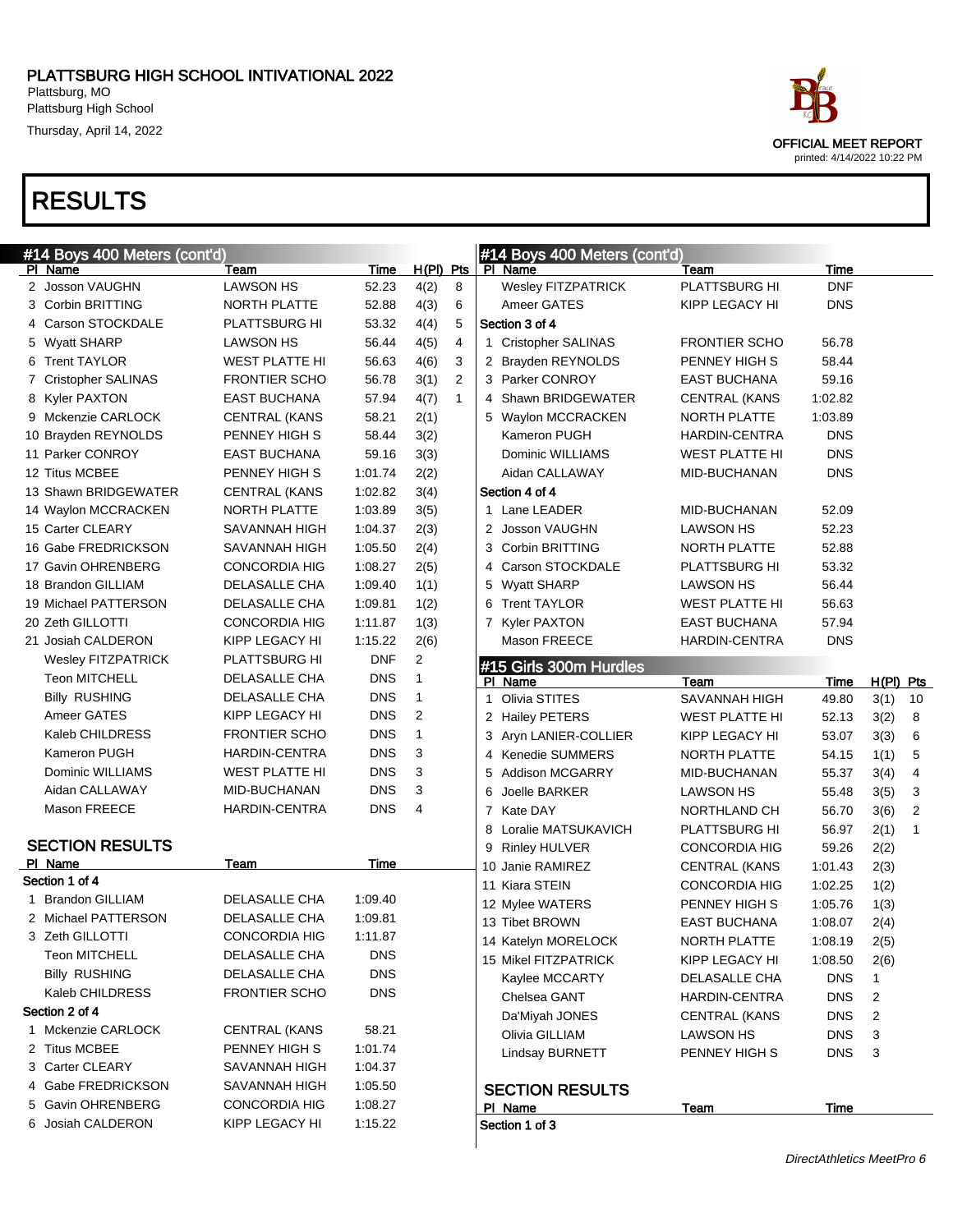# PLATTSBURG HIGH SCHOOL INTIVATIONAL 2022

Plattsburg, MO
Plattsburg High School
Thursday, April 14, 2022

OFFICIAL MEET REPORT
printed: 4/14/2022 10:22 PM

# RESULTS

## #14 Boys 400 Meters (cont'd)

| Pl | Name | Team | Time | H(Pl) | Pts |
|---|---|---|---|---|---|
| 2 | Josson VAUGHN | LAWSON HS | 52.23 | 4(2) | 8 |
| 3 | Corbin BRITTING | NORTH PLATTE | 52.88 | 4(3) | 6 |
| 4 | Carson STOCKDALE | PLATTSBURG HI | 53.32 | 4(4) | 5 |
| 5 | Wyatt SHARP | LAWSON HS | 56.44 | 4(5) | 4 |
| 6 | Trent TAYLOR | WEST PLATTE HI | 56.63 | 4(6) | 3 |
| 7 | Cristopher SALINAS | FRONTIER SCHO | 56.78 | 3(1) | 2 |
| 8 | Kyler PAXTON | EAST BUCHANA | 57.94 | 4(7) | 1 |
| 9 | Mckenzie CARLOCK | CENTRAL (KANS | 58.21 | 2(1) | |
| 10 | Brayden REYNOLDS | PENNEY HIGH S | 58.44 | 3(2) | |
| 11 | Parker CONROY | EAST BUCHANA | 59.16 | 3(3) | |
| 12 | Titus MCBEE | PENNEY HIGH S | 1:01.74 | 2(2) | |
| 13 | Shawn BRIDGEWATER | CENTRAL (KANS | 1:02.82 | 3(4) | |
| 14 | Waylon MCCRACKEN | NORTH PLATTE | 1:03.89 | 3(5) | |
| 15 | Carter CLEARY | SAVANNAH HIGH | 1:04.37 | 2(3) | |
| 16 | Gabe FREDRICKSON | SAVANNAH HIGH | 1:05.50 | 2(4) | |
| 17 | Gavin OHRENBERG | CONCORDIA HIG | 1:08.27 | 2(5) | |
| 18 | Brandon GILLIAM | DELASALLE CHA | 1:09.40 | 1(1) | |
| 19 | Michael PATTERSON | DELASALLE CHA | 1:09.81 | 1(2) | |
| 20 | Zeth GILLOTTI | CONCORDIA HIG | 1:11.87 | 1(3) | |
| 21 | Josiah CALDERON | KIPP LEGACY HI | 1:15.22 | 2(6) | |
| | Wesley FITZPATRICK | PLATTSBURG HI | DNF | 2 | |
| | Teon MITCHELL | DELASALLE CHA | DNS | 1 | |
| | Billy RUSHING | DELASALLE CHA | DNS | 1 | |
| | Ameer GATES | KIPP LEGACY HI | DNS | 2 | |
| | Kaleb CHILDRESS | FRONTIER SCHO | DNS | 1 | |
| | Kameron PUGH | HARDIN-CENTRA | DNS | 3 | |
| | Dominic WILLIAMS | WEST PLATTE HI | DNS | 3 | |
| | Aidan CALLAWAY | MID-BUCHANAN | DNS | 3 | |
| | Mason FREECE | HARDIN-CENTRA | DNS | 4 | |

### SECTION RESULTS

| Pl | Name | Team | Time |
|---|---|---|---|
| **Section 1 of 4** | | | |
| 1 | Brandon GILLIAM | DELASALLE CHA | 1:09.40 |
| 2 | Michael PATTERSON | DELASALLE CHA | 1:09.81 |
| 3 | Zeth GILLOTTI | CONCORDIA HIG | 1:11.87 |
| | Teon MITCHELL | DELASALLE CHA | DNS |
| | Billy RUSHING | DELASALLE CHA | DNS |
| | Kaleb CHILDRESS | FRONTIER SCHO | DNS |
| **Section 2 of 4** | | | |
| 1 | Mckenzie CARLOCK | CENTRAL (KANS | 58.21 |
| 2 | Titus MCBEE | PENNEY HIGH S | 1:01.74 |
| 3 | Carter CLEARY | SAVANNAH HIGH | 1:04.37 |
| 4 | Gabe FREDRICKSON | SAVANNAH HIGH | 1:05.50 |
| 5 | Gavin OHRENBERG | CONCORDIA HIG | 1:08.27 |
| 6 | Josiah CALDERON | KIPP LEGACY HI | 1:15.22 |
| | Wesley FITZPATRICK | PLATTSBURG HI | DNF |
| | Ameer GATES | KIPP LEGACY HI | DNS |
| **Section 3 of 4** | | | |
| 1 | Cristopher SALINAS | FRONTIER SCHO | 56.78 |
| 2 | Brayden REYNOLDS | PENNEY HIGH S | 58.44 |
| 3 | Parker CONROY | EAST BUCHANA | 59.16 |
| 4 | Shawn BRIDGEWATER | CENTRAL (KANS | 1:02.82 |
| 5 | Waylon MCCRACKEN | NORTH PLATTE | 1:03.89 |
| | Kameron PUGH | HARDIN-CENTRA | DNS |
| | Dominic WILLIAMS | WEST PLATTE HI | DNS |
| | Aidan CALLAWAY | MID-BUCHANAN | DNS |
| **Section 4 of 4** | | | |
| 1 | Lane LEADER | MID-BUCHANAN | 52.09 |
| 2 | Josson VAUGHN | LAWSON HS | 52.23 |
| 3 | Corbin BRITTING | NORTH PLATTE | 52.88 |
| 4 | Carson STOCKDALE | PLATTSBURG HI | 53.32 |
| 5 | Wyatt SHARP | LAWSON HS | 56.44 |
| 6 | Trent TAYLOR | WEST PLATTE HI | 56.63 |
| 7 | Kyler PAXTON | EAST BUCHANA | 57.94 |
| | Mason FREECE | HARDIN-CENTRA | DNS |

## #15 Girls 300m Hurdles

| Pl | Name | Team | Time | H(Pl) | Pts |
|---|---|---|---|---|---|
| 1 | Olivia STITES | SAVANNAH HIGH | 49.80 | 3(1) | 10 |
| 2 | Hailey PETERS | WEST PLATTE HI | 52.13 | 3(2) | 8 |
| 3 | Aryn LANIER-COLLIER | KIPP LEGACY HI | 53.07 | 3(3) | 6 |
| 4 | Kenedie SUMMERS | NORTH PLATTE | 54.15 | 1(1) | 5 |
| 5 | Addison MCGARRY | MID-BUCHANAN | 55.37 | 3(4) | 4 |
| 6 | Joelle BARKER | LAWSON HS | 55.48 | 3(5) | 3 |
| 7 | Kate DAY | NORTHLAND CH | 56.70 | 3(6) | 2 |
| 8 | Loralie MATSUKAVICH | PLATTSBURG HI | 56.97 | 2(1) | 1 |
| 9 | Rinley HULVER | CONCORDIA HIG | 59.26 | 2(2) | |
| 10 | Janie RAMIREZ | CENTRAL (KANS | 1:01.43 | 2(3) | |
| 11 | Kiara STEIN | CONCORDIA HIG | 1:02.25 | 1(2) | |
| 12 | Mylee WATERS | PENNEY HIGH S | 1:05.76 | 1(3) | |
| 13 | Tibet BROWN | EAST BUCHANA | 1:08.07 | 2(4) | |
| 14 | Katelyn MORELOCK | NORTH PLATTE | 1:08.19 | 2(5) | |
| 15 | Mikel FITZPATRICK | KIPP LEGACY HI | 1:08.50 | 2(6) | |
| | Kaylee MCCARTY | DELASALLE CHA | DNS | 1 | |
| | Chelsea GANT | HARDIN-CENTRA | DNS | 2 | |
| | Da'Miyah JONES | CENTRAL (KANS | DNS | 2 | |
| | Olivia GILLIAM | LAWSON HS | DNS | 3 | |
| | Lindsay BURNETT | PENNEY HIGH S | DNS | 3 | |

### SECTION RESULTS

| Pl | Name | Team | Time |
|---|---|---|---|
| **Section 1 of 3** | | | |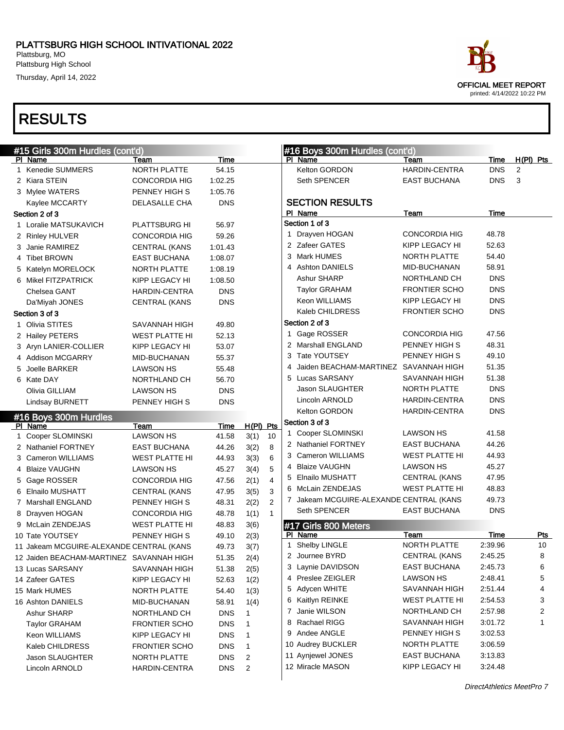# PLATTSBURG HIGH SCHOOL INTIVATIONAL 2022

Plattsburg, MO
Plattsburg High School
Thursday, April 14, 2022

OFFICIAL MEET REPORT
printed: 4/14/2022 10:22 PM

# RESULTS

## #15 Girls 300m Hurdles (cont'd)

| Pl | Name | Team | Time |
|---|---|---|---|
| 1 | Kenedie SUMMERS | NORTH PLATTE | 54.15 |
| 2 | Kiara STEIN | CONCORDIA HIG | 1:02.25 |
| 3 | Mylee WATERS | PENNEY HIGH S | 1:05.76 |
| | Kaylee MCCARTY | DELASALLE CHA | DNS |
| **Section 2 of 3** | | | |
| 1 | Loralie MATSUKAVICH | PLATTSBURG HI | 56.97 |
| 2 | Rinley HULVER | CONCORDIA HIG | 59.26 |
| 3 | Janie RAMIREZ | CENTRAL (KANS | 1:01.43 |
| 4 | Tibet BROWN | EAST BUCHANA | 1:08.07 |
| 5 | Katelyn MORELOCK | NORTH PLATTE | 1:08.19 |
| 6 | Mikel FITZPATRICK | KIPP LEGACY HI | 1:08.50 |
| | Chelsea GANT | HARDIN-CENTRA | DNS |
| | Da'Miyah JONES | CENTRAL (KANS | DNS |
| **Section 3 of 3** | | | |
| 1 | Olivia STITES | SAVANNAH HIGH | 49.80 |
| 2 | Hailey PETERS | WEST PLATTE HI | 52.13 |
| 3 | Aryn LANIER-COLLIER | KIPP LEGACY HI | 53.07 |
| 4 | Addison MCGARRY | MID-BUCHANAN | 55.37 |
| 5 | Joelle BARKER | LAWSON HS | 55.48 |
| 6 | Kate DAY | NORTHLAND CH | 56.70 |
| | Olivia GILLIAM | LAWSON HS | DNS |
| | Lindsay BURNETT | PENNEY HIGH S | DNS |

## #16 Boys 300m Hurdles

| Pl | Name | Team | Time | H(Pl) | Pts |
|---|---|---|---|---|---|
| 1 | Cooper SLOMINSKI | LAWSON HS | 41.58 | 3(1) | 10 |
| 2 | Nathaniel FORTNEY | EAST BUCHANA | 44.26 | 3(2) | 8 |
| 3 | Cameron WILLIAMS | WEST PLATTE HI | 44.93 | 3(3) | 6 |
| 4 | Blaize VAUGHN | LAWSON HS | 45.27 | 3(4) | 5 |
| 5 | Gage ROSSER | CONCORDIA HIG | 47.56 | 2(1) | 4 |
| 6 | Elnailo MUSHATT | CENTRAL (KANS | 47.95 | 3(5) | 3 |
| 7 | Marshall ENGLAND | PENNEY HIGH S | 48.31 | 2(2) | 2 |
| 8 | Drayven HOGAN | CONCORDIA HIG | 48.78 | 1(1) | 1 |
| 9 | McLain ZENDEJAS | WEST PLATTE HI | 48.83 | 3(6) | |
| 10 | Tate YOUTSEY | PENNEY HIGH S | 49.10 | 2(3) | |
| 11 | Jakeam MCGUIRE-ALEXANDE | CENTRAL (KANS | 49.73 | 3(7) | |
| 12 | Jaiden BEACHAM-MARTINEZ | SAVANNAH HIGH | 51.35 | 2(4) | |
| 13 | Lucas SARSANY | SAVANNAH HIGH | 51.38 | 2(5) | |
| 14 | Zafeer GATES | KIPP LEGACY HI | 52.63 | 1(2) | |
| 15 | Mark HUMES | NORTH PLATTE | 54.40 | 1(3) | |
| 16 | Ashton DANIELS | MID-BUCHANAN | 58.91 | 1(4) | |
| | Ashur SHARP | NORTHLAND CH | DNS | 1 | |
| | Taylor GRAHAM | FRONTIER SCHO | DNS | 1 | |
| | Keon WILLIAMS | KIPP LEGACY HI | DNS | 1 | |
| | Kaleb CHILDRESS | FRONTIER SCHO | DNS | 1 | |
| | Jason SLAUGHTER | NORTH PLATTE | DNS | 2 | |
| | Lincoln ARNOLD | HARDIN-CENTRA | DNS | 2 | |
| | Kelton GORDON | HARDIN-CENTRA | DNS | 2 | |
| | Seth SPENCER | EAST BUCHANA | DNS | 3 | |

### SECTION RESULTS

| Pl | Name | Team | Time |
|---|---|---|---|
| **Section 1 of 3** | | | |
| 1 | Drayven HOGAN | CONCORDIA HIG | 48.78 |
| 2 | Zafeer GATES | KIPP LEGACY HI | 52.63 |
| 3 | Mark HUMES | NORTH PLATTE | 54.40 |
| 4 | Ashton DANIELS | MID-BUCHANAN | 58.91 |
| | Ashur SHARP | NORTHLAND CH | DNS |
| | Taylor GRAHAM | FRONTIER SCHO | DNS |
| | Keon WILLIAMS | KIPP LEGACY HI | DNS |
| | Kaleb CHILDRESS | FRONTIER SCHO | DNS |
| **Section 2 of 3** | | | |
| 1 | Gage ROSSER | CONCORDIA HIG | 47.56 |
| 2 | Marshall ENGLAND | PENNEY HIGH S | 48.31 |
| 3 | Tate YOUTSEY | PENNEY HIGH S | 49.10 |
| 4 | Jaiden BEACHAM-MARTINEZ | SAVANNAH HIGH | 51.35 |
| 5 | Lucas SARSANY | SAVANNAH HIGH | 51.38 |
| | Jason SLAUGHTER | NORTH PLATTE | DNS |
| | Lincoln ARNOLD | HARDIN-CENTRA | DNS |
| | Kelton GORDON | HARDIN-CENTRA | DNS |
| **Section 3 of 3** | | | |
| 1 | Cooper SLOMINSKI | LAWSON HS | 41.58 |
| 2 | Nathaniel FORTNEY | EAST BUCHANA | 44.26 |
| 3 | Cameron WILLIAMS | WEST PLATTE HI | 44.93 |
| 4 | Blaize VAUGHN | LAWSON HS | 45.27 |
| 5 | Elnailo MUSHATT | CENTRAL (KANS | 47.95 |
| 6 | McLain ZENDEJAS | WEST PLATTE HI | 48.83 |
| 7 | Jakeam MCGUIRE-ALEXANDE | CENTRAL (KANS | 49.73 |
| | Seth SPENCER | EAST BUCHANA | DNS |

## #17 Girls 800 Meters

| Pl | Name | Team | Time | Pts |
|---|---|---|---|---|
| 1 | Shelby LINGLE | NORTH PLATTE | 2:39.96 | 10 |
| 2 | Journee BYRD | CENTRAL (KANS | 2:45.25 | 8 |
| 3 | Laynie DAVIDSON | EAST BUCHANA | 2:45.73 | 6 |
| 4 | Preslee ZEIGLER | LAWSON HS | 2:48.41 | 5 |
| 5 | Adycen WHITE | SAVANNAH HIGH | 2:51.44 | 4 |
| 6 | Kaitlyn REINKE | WEST PLATTE HI | 2:54.53 | 3 |
| 7 | Janie WILSON | NORTHLAND CH | 2:57.98 | 2 |
| 8 | Rachael RIGG | SAVANNAH HIGH | 3:01.72 | 1 |
| 9 | Andee ANGLE | PENNEY HIGH S | 3:02.53 | |
| 10 | Audrey BUCKLER | NORTH PLATTE | 3:06.59 | |
| 11 | Aynjewel JONES | EAST BUCHANA | 3:13.83 | |
| 12 | Miracle MASON | KIPP LEGACY HI | 3:24.48 | |

DirectAthletics MeetPro 7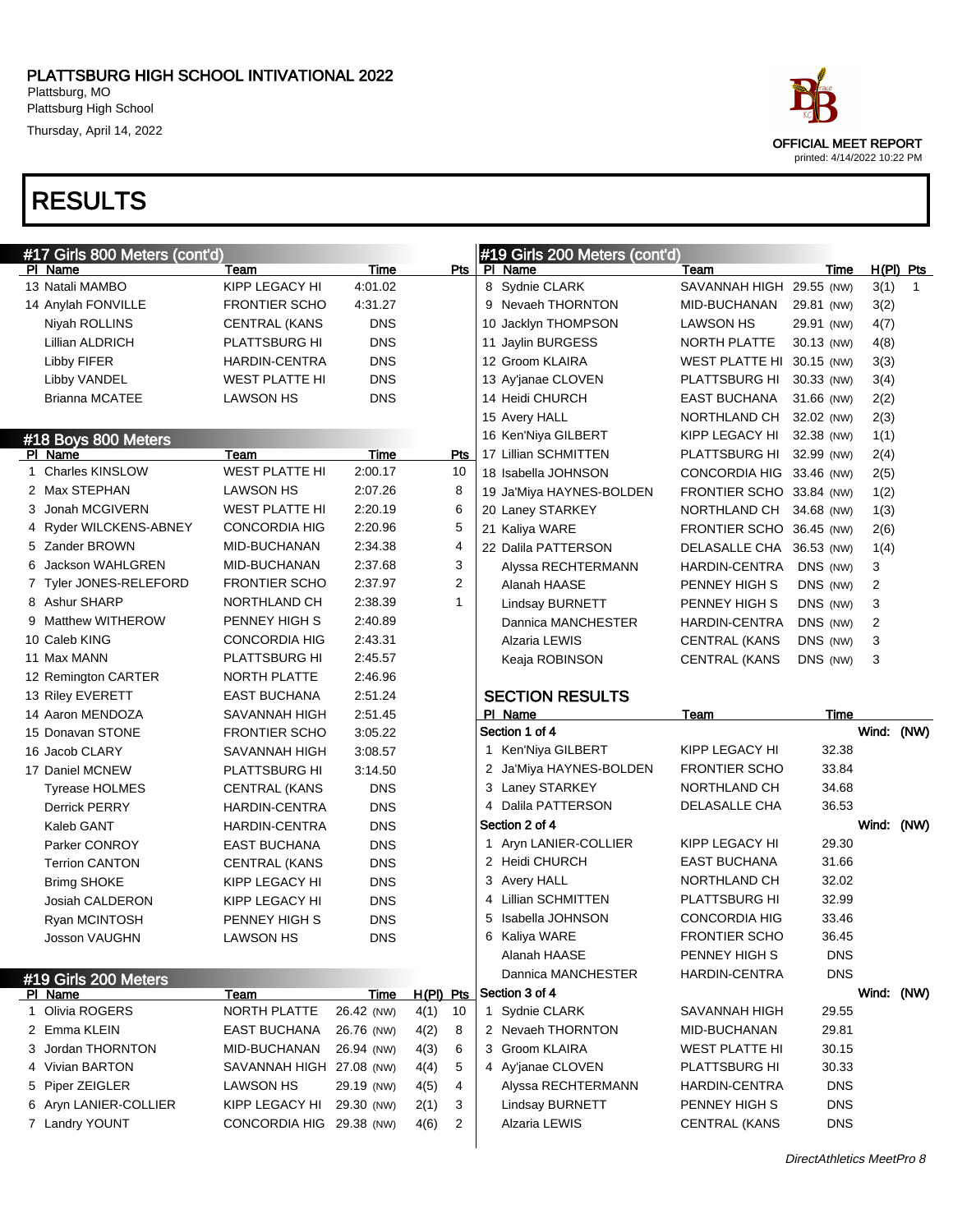# PLATTSBURG HIGH SCHOOL INTIVATIONAL 2022

Plattsburg, MO
Plattsburg High School
Thursday, April 14, 2022

OFFICIAL MEET REPORT
printed: 4/14/2022 10:22 PM

# RESULTS

## #17 Girls 800 Meters (cont'd)

| Pl | Name | Team | Time | Pts |
|---|---|---|---|---|
| 13 | Natali MAMBO | KIPP LEGACY HI | 4:01.02 | |
| 14 | Anylah FONVILLE | FRONTIER SCHO | 4:31.27 | |
| | Niyah ROLLINS | CENTRAL (KANS | DNS | |
| | Lillian ALDRICH | PLATTSBURG HI | DNS | |
| | Libby FIFER | HARDIN-CENTRA | DNS | |
| | Libby VANDEL | WEST PLATTE HI | DNS | |
| | Brianna MCATEE | LAWSON HS | DNS | |

## #18 Boys 800 Meters

| Pl | Name | Team | Time | Pts |
|---|---|---|---|---|
| 1 | Charles KINSLOW | WEST PLATTE HI | 2:00.17 | 10 |
| 2 | Max STEPHAN | LAWSON HS | 2:07.26 | 8 |
| 3 | Jonah MCGIVERN | WEST PLATTE HI | 2:20.19 | 6 |
| 4 | Ryder WILCKENS-ABNEY | CONCORDIA HIG | 2:20.96 | 5 |
| 5 | Zander BROWN | MID-BUCHANAN | 2:34.38 | 4 |
| 6 | Jackson WAHLGREN | MID-BUCHANAN | 2:37.68 | 3 |
| 7 | Tyler JONES-RELEFORD | FRONTIER SCHO | 2:37.97 | 2 |
| 8 | Ashur SHARP | NORTHLAND CH | 2:38.39 | 1 |
| 9 | Matthew WITHEROW | PENNEY HIGH S | 2:40.89 | |
| 10 | Caleb KING | CONCORDIA HIG | 2:43.31 | |
| 11 | Max MANN | PLATTSBURG HI | 2:45.57 | |
| 12 | Remington CARTER | NORTH PLATTE | 2:46.96 | |
| 13 | Riley EVERETT | EAST BUCHANA | 2:51.24 | |
| 14 | Aaron MENDOZA | SAVANNAH HIGH | 2:51.45 | |
| 15 | Donavan STONE | FRONTIER SCHO | 3:05.22 | |
| 16 | Jacob CLARY | SAVANNAH HIGH | 3:08.57 | |
| 17 | Daniel MCNEW | PLATTSBURG HI | 3:14.50 | |
| | Tyrease HOLMES | CENTRAL (KANS | DNS | |
| | Derrick PERRY | HARDIN-CENTRA | DNS | |
| | Kaleb GANT | HARDIN-CENTRA | DNS | |
| | Parker CONROY | EAST BUCHANA | DNS | |
| | Terrion CANTON | CENTRAL (KANS | DNS | |
| | Brimg SHOKE | KIPP LEGACY HI | DNS | |
| | Josiah CALDERON | KIPP LEGACY HI | DNS | |
| | Ryan MCINTOSH | PENNEY HIGH S | DNS | |
| | Josson VAUGHN | LAWSON HS | DNS | |

## #19 Girls 200 Meters

| Pl | Name | Team | Time | H(Pl) | Pts |
|---|---|---|---|---|---|
| 1 | Olivia ROGERS | NORTH PLATTE | 26.42 (NW) | 4(1) | 10 |
| 2 | Emma KLEIN | EAST BUCHANA | 26.76 (NW) | 4(2) | 8 |
| 3 | Jordan THORNTON | MID-BUCHANAN | 26.94 (NW) | 4(3) | 6 |
| 4 | Vivian BARTON | SAVANNAH HIGH | 27.08 (NW) | 4(4) | 5 |
| 5 | Piper ZEIGLER | LAWSON HS | 29.19 (NW) | 4(5) | 4 |
| 6 | Aryn LANIER-COLLIER | KIPP LEGACY HI | 29.30 (NW) | 2(1) | 3 |
| 7 | Landry YOUNT | CONCORDIA HIG | 29.38 (NW) | 4(6) | 2 |
| 8 | Sydnie CLARK | SAVANNAH HIGH | 29.55 (NW) | 3(1) | 1 |
| 9 | Nevaeh THORNTON | MID-BUCHANAN | 29.81 (NW) | 3(2) | |
| 10 | Jacklyn THOMPSON | LAWSON HS | 29.91 (NW) | 4(7) | |
| 11 | Jaylin BURGESS | NORTH PLATTE | 30.13 (NW) | 4(8) | |
| 12 | Groom KLAIRA | WEST PLATTE HI | 30.15 (NW) | 3(3) | |
| 13 | Ay'janae CLOVEN | PLATTSBURG HI | 30.33 (NW) | 3(4) | |
| 14 | Heidi CHURCH | EAST BUCHANA | 31.66 (NW) | 2(2) | |
| 15 | Avery HALL | NORTHLAND CH | 32.02 (NW) | 2(3) | |
| 16 | Ken'Niya GILBERT | KIPP LEGACY HI | 32.38 (NW) | 1(1) | |
| 17 | Lillian SCHMITTEN | PLATTSBURG HI | 32.99 (NW) | 2(4) | |
| 18 | Isabella JOHNSON | CONCORDIA HIG | 33.46 (NW) | 2(5) | |
| 19 | Ja'Miya HAYNES-BOLDEN | FRONTIER SCHO | 33.84 (NW) | 1(2) | |
| 20 | Laney STARKEY | NORTHLAND CH | 34.68 (NW) | 1(3) | |
| 21 | Kaliya WARE | FRONTIER SCHO | 36.45 (NW) | 2(6) | |
| 22 | Dalila PATTERSON | DELASALLE CHA | 36.53 (NW) | 1(4) | |
| | Alyssa RECHTERMANN | HARDIN-CENTRA | DNS (NW) | 3 | |
| | Alanah HAASE | PENNEY HIGH S | DNS (NW) | 2 | |
| | Lindsay BURNETT | PENNEY HIGH S | DNS (NW) | 3 | |
| | Dannica MANCHESTER | HARDIN-CENTRA | DNS (NW) | 2 | |
| | Alzaria LEWIS | CENTRAL (KANS | DNS (NW) | 3 | |
| | Keaja ROBINSON | CENTRAL (KANS | DNS (NW) | 3 | |

### SECTION RESULTS

**Section 1 of 4** — Wind: (NW)

| Pl | Name | Team | Time |
|---|---|---|---|
| 1 | Ken'Niya GILBERT | KIPP LEGACY HI | 32.38 |
| 2 | Ja'Miya HAYNES-BOLDEN | FRONTIER SCHO | 33.84 |
| 3 | Laney STARKEY | NORTHLAND CH | 34.68 |
| 4 | Dalila PATTERSON | DELASALLE CHA | 36.53 |

**Section 2 of 4** — Wind: (NW)

| Pl | Name | Team | Time |
|---|---|---|---|
| 1 | Aryn LANIER-COLLIER | KIPP LEGACY HI | 29.30 |
| 2 | Heidi CHURCH | EAST BUCHANA | 31.66 |
| 3 | Avery HALL | NORTHLAND CH | 32.02 |
| 4 | Lillian SCHMITTEN | PLATTSBURG HI | 32.99 |
| 5 | Isabella JOHNSON | CONCORDIA HIG | 33.46 |
| 6 | Kaliya WARE | FRONTIER SCHO | 36.45 |
| | Alanah HAASE | PENNEY HIGH S | DNS |
| | Dannica MANCHESTER | HARDIN-CENTRA | DNS |

**Section 3 of 4** — Wind: (NW)

| Pl | Name | Team | Time |
|---|---|---|---|
| 1 | Sydnie CLARK | SAVANNAH HIGH | 29.55 |
| 2 | Nevaeh THORNTON | MID-BUCHANAN | 29.81 |
| 3 | Groom KLAIRA | WEST PLATTE HI | 30.15 |
| 4 | Ay'janae CLOVEN | PLATTSBURG HI | 30.33 |
| | Alyssa RECHTERMANN | HARDIN-CENTRA | DNS |
| | Lindsay BURNETT | PENNEY HIGH S | DNS |
| | Alzaria LEWIS | CENTRAL (KANS | DNS |

*DirectAthletics MeetPro 8*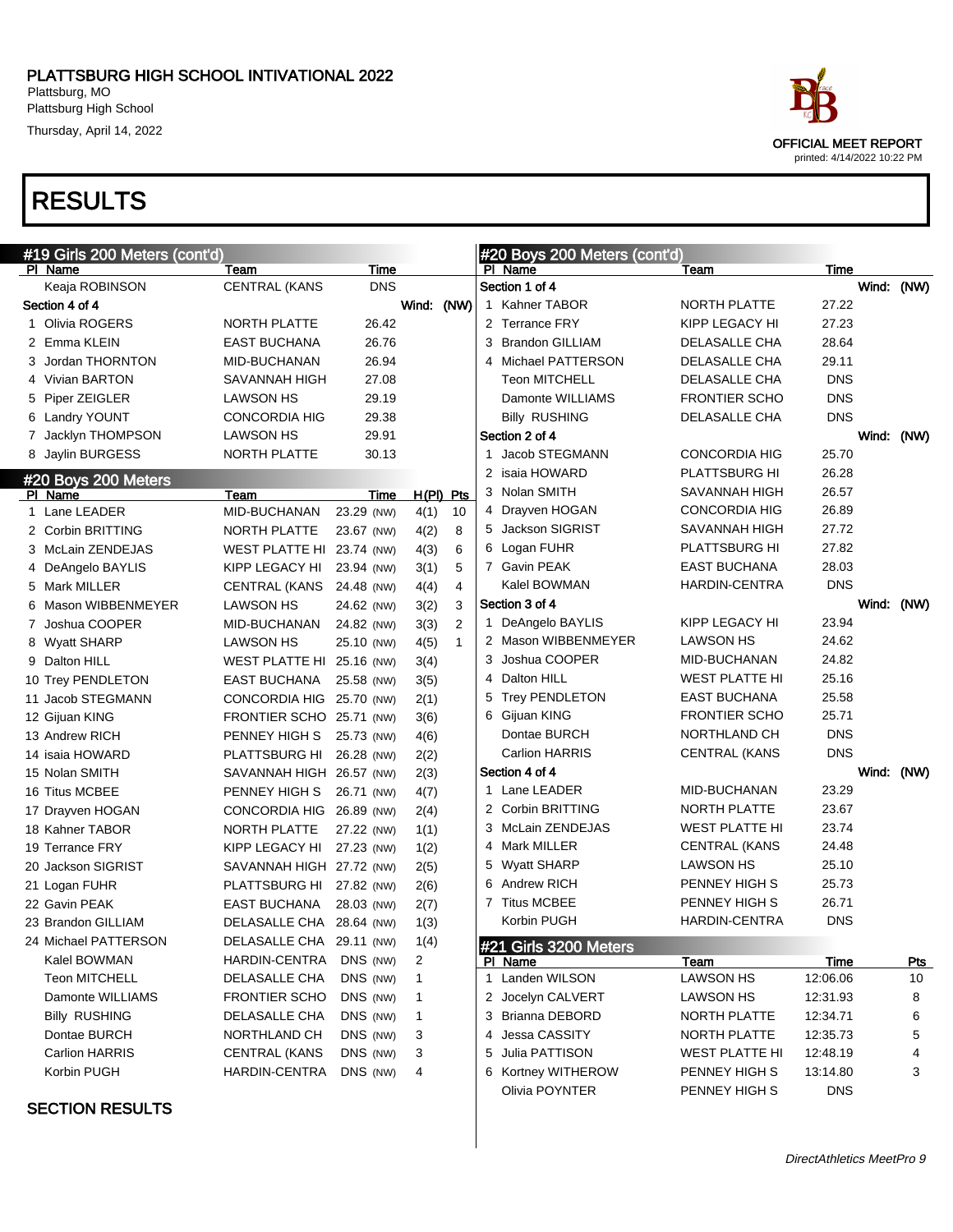# PLATTSBURG HIGH SCHOOL INTIVATIONAL 2022

Plattsburg, MO
Plattsburg High School
Thursday, April 14, 2022

OFFICIAL MEET REPORT
printed: 4/14/2022 10:22 PM

# RESULTS

## #19 Girls 200 Meters (cont'd)

| Pl | Name | Team | Time | |
|---|---|---|---|---|
| | Keaja ROBINSON | CENTRAL (KANS | DNS | |
| **Section 4 of 4** | | | | Wind: (NW) |
| 1 | Olivia ROGERS | NORTH PLATTE | 26.42 | |
| 2 | Emma KLEIN | EAST BUCHANA | 26.76 | |
| 3 | Jordan THORNTON | MID-BUCHANAN | 26.94 | |
| 4 | Vivian BARTON | SAVANNAH HIGH | 27.08 | |
| 5 | Piper ZEIGLER | LAWSON HS | 29.19 | |
| 6 | Landry YOUNT | CONCORDIA HIG | 29.38 | |
| 7 | Jacklyn THOMPSON | LAWSON HS | 29.91 | |
| 8 | Jaylin BURGESS | NORTH PLATTE | 30.13 | |

## #20 Boys 200 Meters

| Pl | Name | Team | Time | | H(Pl) | Pts |
|---|---|---|---|---|---|---|
| 1 | Lane LEADER | MID-BUCHANAN | 23.29 | (NW) | 4(1) | 10 |
| 2 | Corbin BRITTING | NORTH PLATTE | 23.67 | (NW) | 4(2) | 8 |
| 3 | McLain ZENDEJAS | WEST PLATTE HI | 23.74 | (NW) | 4(3) | 6 |
| 4 | DeAngelo BAYLIS | KIPP LEGACY HI | 23.94 | (NW) | 3(1) | 5 |
| 5 | Mark MILLER | CENTRAL (KANS | 24.48 | (NW) | 4(4) | 4 |
| 6 | Mason WIBBENMEYER | LAWSON HS | 24.62 | (NW) | 3(2) | 3 |
| 7 | Joshua COOPER | MID-BUCHANAN | 24.82 | (NW) | 3(3) | 2 |
| 8 | Wyatt SHARP | LAWSON HS | 25.10 | (NW) | 4(5) | 1 |
| 9 | Dalton HILL | WEST PLATTE HI | 25.16 | (NW) | 3(4) | |
| 10 | Trey PENDLETON | EAST BUCHANA | 25.58 | (NW) | 3(5) | |
| 11 | Jacob STEGMANN | CONCORDIA HIG | 25.70 | (NW) | 2(1) | |
| 12 | Gijuan KING | FRONTIER SCHO | 25.71 | (NW) | 3(6) | |
| 13 | Andrew RICH | PENNEY HIGH S | 25.73 | (NW) | 4(6) | |
| 14 | isaia HOWARD | PLATTSBURG HI | 26.28 | (NW) | 2(2) | |
| 15 | Nolan SMITH | SAVANNAH HIGH | 26.57 | (NW) | 2(3) | |
| 16 | Titus MCBEE | PENNEY HIGH S | 26.71 | (NW) | 4(7) | |
| 17 | Drayven HOGAN | CONCORDIA HIG | 26.89 | (NW) | 2(4) | |
| 18 | Kahner TABOR | NORTH PLATTE | 27.22 | (NW) | 1(1) | |
| 19 | Terrance FRY | KIPP LEGACY HI | 27.23 | (NW) | 1(2) | |
| 20 | Jackson SIGRIST | SAVANNAH HIGH | 27.72 | (NW) | 2(5) | |
| 21 | Logan FUHR | PLATTSBURG HI | 27.82 | (NW) | 2(6) | |
| 22 | Gavin PEAK | EAST BUCHANA | 28.03 | (NW) | 2(7) | |
| 23 | Brandon GILLIAM | DELASALLE CHA | 28.64 | (NW) | 1(3) | |
| 24 | Michael PATTERSON | DELASALLE CHA | 29.11 | (NW) | 1(4) | |
| | Kalel BOWMAN | HARDIN-CENTRA | DNS | (NW) | 2 | |
| | Teon MITCHELL | DELASALLE CHA | DNS | (NW) | 1 | |
| | Damonte WILLIAMS | FRONTIER SCHO | DNS | (NW) | 1 | |
| | Billy RUSHING | DELASALLE CHA | DNS | (NW) | 1 | |
| | Dontae BURCH | NORTHLAND CH | DNS | (NW) | 3 | |
| | Carlion HARRIS | CENTRAL (KANS | DNS | (NW) | 3 | |
| | Korbin PUGH | HARDIN-CENTRA | DNS | (NW) | 4 | |

SECTION RESULTS

## #20 Boys 200 Meters (cont'd)

| Pl | Name | Team | Time | |
|---|---|---|---|---|
| **Section 1 of 4** | | | | Wind: (NW) |
| 1 | Kahner TABOR | NORTH PLATTE | 27.22 | |
| 2 | Terrance FRY | KIPP LEGACY HI | 27.23 | |
| 3 | Brandon GILLIAM | DELASALLE CHA | 28.64 | |
| 4 | Michael PATTERSON | DELASALLE CHA | 29.11 | |
| | Teon MITCHELL | DELASALLE CHA | DNS | |
| | Damonte WILLIAMS | FRONTIER SCHO | DNS | |
| | Billy RUSHING | DELASALLE CHA | DNS | |
| **Section 2 of 4** | | | | Wind: (NW) |
| 1 | Jacob STEGMANN | CONCORDIA HIG | 25.70 | |
| 2 | isaia HOWARD | PLATTSBURG HI | 26.28 | |
| 3 | Nolan SMITH | SAVANNAH HIGH | 26.57 | |
| 4 | Drayven HOGAN | CONCORDIA HIG | 26.89 | |
| 5 | Jackson SIGRIST | SAVANNAH HIGH | 27.72 | |
| 6 | Logan FUHR | PLATTSBURG HI | 27.82 | |
| 7 | Gavin PEAK | EAST BUCHANA | 28.03 | |
| | Kalel BOWMAN | HARDIN-CENTRA | DNS | |
| **Section 3 of 4** | | | | Wind: (NW) |
| 1 | DeAngelo BAYLIS | KIPP LEGACY HI | 23.94 | |
| 2 | Mason WIBBENMEYER | LAWSON HS | 24.62 | |
| 3 | Joshua COOPER | MID-BUCHANAN | 24.82 | |
| 4 | Dalton HILL | WEST PLATTE HI | 25.16 | |
| 5 | Trey PENDLETON | EAST BUCHANA | 25.58 | |
| 6 | Gijuan KING | FRONTIER SCHO | 25.71 | |
| | Dontae BURCH | NORTHLAND CH | DNS | |
| | Carlion HARRIS | CENTRAL (KANS | DNS | |
| **Section 4 of 4** | | | | Wind: (NW) |
| 1 | Lane LEADER | MID-BUCHANAN | 23.29 | |
| 2 | Corbin BRITTING | NORTH PLATTE | 23.67 | |
| 3 | McLain ZENDEJAS | WEST PLATTE HI | 23.74 | |
| 4 | Mark MILLER | CENTRAL (KANS | 24.48 | |
| 5 | Wyatt SHARP | LAWSON HS | 25.10 | |
| 6 | Andrew RICH | PENNEY HIGH S | 25.73 | |
| 7 | Titus MCBEE | PENNEY HIGH S | 26.71 | |
| | Korbin PUGH | HARDIN-CENTRA | DNS | |

## #21 Girls 3200 Meters

| Pl | Name | Team | Time | Pts |
|---|---|---|---|---|
| 1 | Landen WILSON | LAWSON HS | 12:06.06 | 10 |
| 2 | Jocelyn CALVERT | LAWSON HS | 12:31.93 | 8 |
| 3 | Brianna DEBORD | NORTH PLATTE | 12:34.71 | 6 |
| 4 | Jessa CASSITY | NORTH PLATTE | 12:35.73 | 5 |
| 5 | Julia PATTISON | WEST PLATTE HI | 12:48.19 | 4 |
| 6 | Kortney WITHEROW | PENNEY HIGH S | 13:14.80 | 3 |
| | Olivia POYNTER | PENNEY HIGH S | DNS | |

DirectAthletics MeetPro 9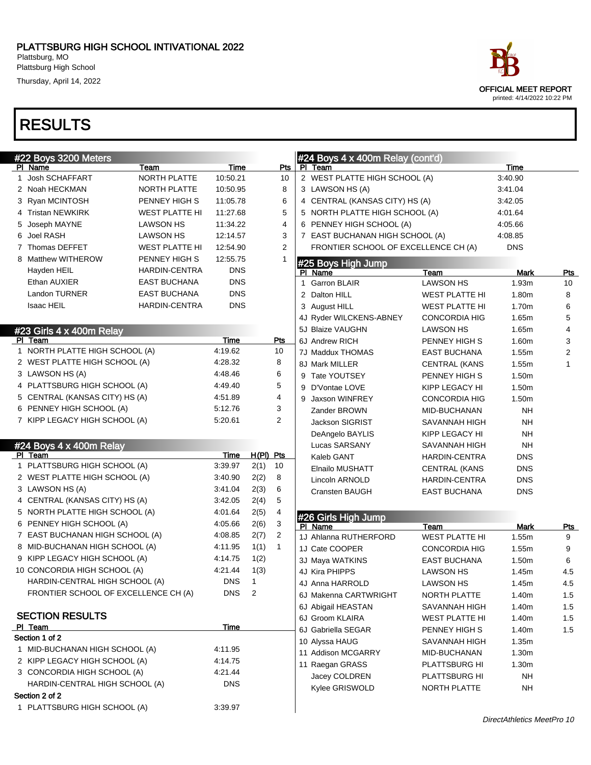# PLATTSBURG HIGH SCHOOL INTIVATIONAL 2022

Plattsburg, MO
Plattsburg High School
Thursday, April 14, 2022

OFFICIAL MEET REPORT
printed: 4/14/2022 10:22 PM

# RESULTS

## #22 Boys 3200 Meters

| Pl | Name | Team | Time | Pts |
|---|---|---|---|---|
| 1 | Josh SCHAFFART | NORTH PLATTE | 10:50.21 | 10 |
| 2 | Noah HECKMAN | NORTH PLATTE | 10:50.95 | 8 |
| 3 | Ryan MCINTOSH | PENNEY HIGH S | 11:05.78 | 6 |
| 4 | Tristan NEWKIRK | WEST PLATTE HI | 11:27.68 | 5 |
| 5 | Joseph MAYNE | LAWSON HS | 11:34.22 | 4 |
| 6 | Joel RASH | LAWSON HS | 12:14.57 | 3 |
| 7 | Thomas DEFFET | WEST PLATTE HI | 12:54.90 | 2 |
| 8 | Matthew WITHEROW | PENNEY HIGH S | 12:55.75 | 1 |
| | Hayden HEIL | HARDIN-CENTRA | DNS | |
| | Ethan AUXIER | EAST BUCHANA | DNS | |
| | Landon TURNER | EAST BUCHANA | DNS | |
| | Isaac HEIL | HARDIN-CENTRA | DNS | |

## #23 Girls 4 x 400m Relay

| Pl | Team | Time | Pts |
|---|---|---|---|
| 1 | NORTH PLATTE HIGH SCHOOL (A) | 4:19.62 | 10 |
| 2 | WEST PLATTE HIGH SCHOOL (A) | 4:28.32 | 8 |
| 3 | LAWSON HS (A) | 4:48.46 | 6 |
| 4 | PLATTSBURG HIGH SCHOOL (A) | 4:49.40 | 5 |
| 5 | CENTRAL (KANSAS CITY) HS (A) | 4:51.89 | 4 |
| 6 | PENNEY HIGH SCHOOL (A) | 5:12.76 | 3 |
| 7 | KIPP LEGACY HIGH SCHOOL (A) | 5:20.61 | 2 |

## #24 Boys 4 x 400m Relay

| Pl | Team | Time | H(Pl) | Pts |
|---|---|---|---|---|
| 1 | PLATTSBURG HIGH SCHOOL (A) | 3:39.97 | 2(1) | 10 |
| 2 | WEST PLATTE HIGH SCHOOL (A) | 3:40.90 | 2(2) | 8 |
| 3 | LAWSON HS (A) | 3:41.04 | 2(3) | 6 |
| 4 | CENTRAL (KANSAS CITY) HS (A) | 3:42.05 | 2(4) | 5 |
| 5 | NORTH PLATTE HIGH SCHOOL (A) | 4:01.64 | 2(5) | 4 |
| 6 | PENNEY HIGH SCHOOL (A) | 4:05.66 | 2(6) | 3 |
| 7 | EAST BUCHANAN HIGH SCHOOL (A) | 4:08.85 | 2(7) | 2 |
| 8 | MID-BUCHANAN HIGH SCHOOL (A) | 4:11.95 | 1(1) | 1 |
| 9 | KIPP LEGACY HIGH SCHOOL (A) | 4:14.75 | 1(2) | |
| 10 | CONCORDIA HIGH SCHOOL (A) | 4:21.44 | 1(3) | |
| | HARDIN-CENTRAL HIGH SCHOOL (A) | DNS | 1 | |
| | FRONTIER SCHOOL OF EXCELLENCE CH (A) | DNS | 2 | |

### SECTION RESULTS

| Pl | Team | Time |
|---|---|---|
| **Section 1 of 2** | | |
| 1 | MID-BUCHANAN HIGH SCHOOL (A) | 4:11.95 |
| 2 | KIPP LEGACY HIGH SCHOOL (A) | 4:14.75 |
| 3 | CONCORDIA HIGH SCHOOL (A) | 4:21.44 |
| | HARDIN-CENTRAL HIGH SCHOOL (A) | DNS |
| **Section 2 of 2** | | |
| 1 | PLATTSBURG HIGH SCHOOL (A) | 3:39.97 |
| 2 | WEST PLATTE HIGH SCHOOL (A) | 3:40.90 |
| 3 | LAWSON HS (A) | 3:41.04 |
| 4 | CENTRAL (KANSAS CITY) HS (A) | 3:42.05 |
| 5 | NORTH PLATTE HIGH SCHOOL (A) | 4:01.64 |
| 6 | PENNEY HIGH SCHOOL (A) | 4:05.66 |
| 7 | EAST BUCHANAN HIGH SCHOOL (A) | 4:08.85 |
| | FRONTIER SCHOOL OF EXCELLENCE CH (A) | DNS |

## #25 Boys High Jump

| Pl | Name | Team | Mark | Pts |
|---|---|---|---|---|
| 1 | Garron BLAIR | LAWSON HS | 1.93m | 10 |
| 2 | Dalton HILL | WEST PLATTE HI | 1.80m | 8 |
| 3 | August HILL | WEST PLATTE HI | 1.70m | 6 |
| 4J | Ryder WILCKENS-ABNEY | CONCORDIA HIG | 1.65m | 5 |
| 5J | Blaize VAUGHN | LAWSON HS | 1.65m | 4 |
| 6J | Andrew RICH | PENNEY HIGH S | 1.60m | 3 |
| 7J | Maddux THOMAS | EAST BUCHANA | 1.55m | 2 |
| 8J | Mark MILLER | CENTRAL (KANS | 1.55m | 1 |
| 9 | Tate YOUTSEY | PENNEY HIGH S | 1.50m | |
| 9 | D'Vontae LOVE | KIPP LEGACY HI | 1.50m | |
| 9 | Jaxson WINFREY | CONCORDIA HIG | 1.50m | |
| | Zander BROWN | MID-BUCHANAN | NH | |
| | Jackson SIGRIST | SAVANNAH HIGH | NH | |
| | DeAngelo BAYLIS | KIPP LEGACY HI | NH | |
| | Lucas SARSANY | SAVANNAH HIGH | NH | |
| | Kaleb GANT | HARDIN-CENTRA | DNS | |
| | Elnailo MUSHATT | CENTRAL (KANS | DNS | |
| | Lincoln ARNOLD | HARDIN-CENTRA | DNS | |
| | Cransten BAUGH | EAST BUCHANA | DNS | |

## #26 Girls High Jump

| Pl | Name | Team | Mark | Pts |
|---|---|---|---|---|
| 1J | Ahlanna RUTHERFORD | WEST PLATTE HI | 1.55m | 9 |
| 1J | Cate COOPER | CONCORDIA HIG | 1.55m | 9 |
| 3J | Maya WATKINS | EAST BUCHANA | 1.50m | 6 |
| 4J | Kira PHIPPS | LAWSON HS | 1.45m | 4.5 |
| 4J | Anna HARROLD | LAWSON HS | 1.45m | 4.5 |
| 6J | Makenna CARTWRIGHT | NORTH PLATTE | 1.40m | 1.5 |
| 6J | Abigail HEASTAN | SAVANNAH HIGH | 1.40m | 1.5 |
| 6J | Groom KLAIRA | WEST PLATTE HI | 1.40m | 1.5 |
| 6J | Gabriella SEGAR | PENNEY HIGH S | 1.40m | 1.5 |
| 10 | Alyssa HAUG | SAVANNAH HIGH | 1.35m | |
| 11 | Addison MCGARRY | MID-BUCHANAN | 1.30m | |
| 11 | Raegan GRASS | PLATTSBURG HI | 1.30m | |
| | Jacey COLDREN | PLATTSBURG HI | NH | |
| | Kylee GRISWOLD | NORTH PLATTE | NH | |

*DirectAthletics MeetPro 10*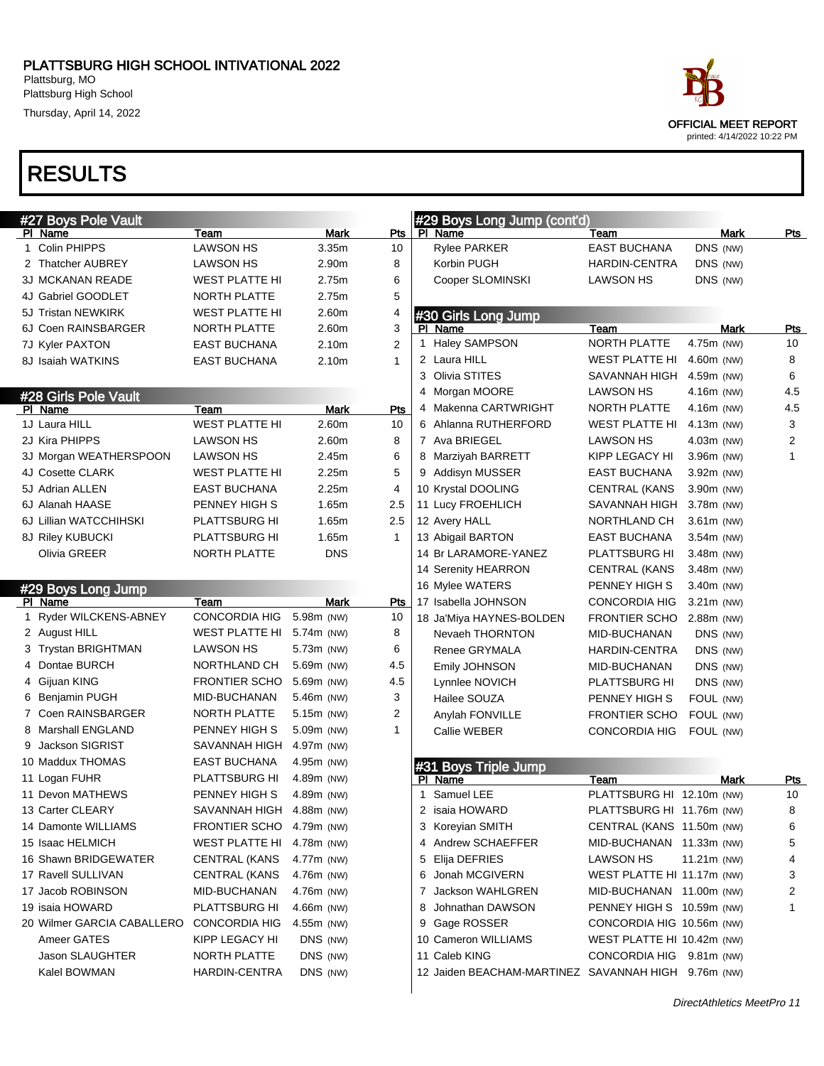# PLATTSBURG HIGH SCHOOL INTIVATIONAL 2022

Plattsburg, MO
Plattsburg High School
Thursday, April 14, 2022

OFFICIAL MEET REPORT
printed: 4/14/2022 10:22 PM

# RESULTS

## #27 Boys Pole Vault

| Pl | Name | Team | Mark | Pts |
|---|---|---|---|---|
| 1 | Colin PHIPPS | LAWSON HS | 3.35m | 10 |
| 2 | Thatcher AUBREY | LAWSON HS | 2.90m | 8 |
| 3J | MCKANAN READE | WEST PLATTE HI | 2.75m | 6 |
| 4J | Gabriel GOODLET | NORTH PLATTE | 2.75m | 5 |
| 5J | Tristan NEWKIRK | WEST PLATTE HI | 2.60m | 4 |
| 6J | Coen RAINSBARGER | NORTH PLATTE | 2.60m | 3 |
| 7J | Kyler PAXTON | EAST BUCHANA | 2.10m | 2 |
| 8J | Isaiah WATKINS | EAST BUCHANA | 2.10m | 1 |

## #28 Girls Pole Vault

| Pl | Name | Team | Mark | Pts |
|---|---|---|---|---|
| 1J | Laura HILL | WEST PLATTE HI | 2.60m | 10 |
| 2J | Kira PHIPPS | LAWSON HS | 2.60m | 8 |
| 3J | Morgan WEATHERSPOON | LAWSON HS | 2.45m | 6 |
| 4J | Cosette CLARK | WEST PLATTE HI | 2.25m | 5 |
| 5J | Adrian ALLEN | EAST BUCHANA | 2.25m | 4 |
| 6J | Alanah HAASE | PENNEY HIGH S | 1.65m | 2.5 |
| 6J | Lillian WATCCHIHSKI | PLATTSBURG HI | 1.65m | 2.5 |
| 8J | Riley KUBUCKI | PLATTSBURG HI | 1.65m | 1 |
| | Olivia GREER | NORTH PLATTE | DNS | |

## #29 Boys Long Jump

| Pl | Name | Team | Mark | Pts |
|---|---|---|---|---|
| 1 | Ryder WILCKENS-ABNEY | CONCORDIA HIG | 5.98m (NW) | 10 |
| 2 | August HILL | WEST PLATTE HI | 5.74m (NW) | 8 |
| 3 | Trystan BRIGHTMAN | LAWSON HS | 5.73m (NW) | 6 |
| 4 | Dontae BURCH | NORTHLAND CH | 5.69m (NW) | 4.5 |
| 4 | Gijuan KING | FRONTIER SCHO | 5.69m (NW) | 4.5 |
| 6 | Benjamin PUGH | MID-BUCHANAN | 5.46m (NW) | 3 |
| 7 | Coen RAINSBARGER | NORTH PLATTE | 5.15m (NW) | 2 |
| 8 | Marshall ENGLAND | PENNEY HIGH S | 5.09m (NW) | 1 |
| 9 | Jackson SIGRIST | SAVANNAH HIGH | 4.97m (NW) | |
| 10 | Maddux THOMAS | EAST BUCHANA | 4.95m (NW) | |
| 11 | Logan FUHR | PLATTSBURG HI | 4.89m (NW) | |
| 11 | Devon MATHEWS | PENNEY HIGH S | 4.89m (NW) | |
| 13 | Carter CLEARY | SAVANNAH HIGH | 4.88m (NW) | |
| 14 | Damonte WILLIAMS | FRONTIER SCHO | 4.79m (NW) | |
| 15 | Isaac HELMICH | WEST PLATTE HI | 4.78m (NW) | |
| 16 | Shawn BRIDGEWATER | CENTRAL (KANS | 4.77m (NW) | |
| 17 | Ravell SULLIVAN | CENTRAL (KANS | 4.76m (NW) | |
| 17 | Jacob ROBINSON | MID-BUCHANAN | 4.76m (NW) | |
| 19 | isaia HOWARD | PLATTSBURG HI | 4.66m (NW) | |
| 20 | Wilmer GARCIA CABALLERO | CONCORDIA HIG | 4.55m (NW) | |
| | Ameer GATES | KIPP LEGACY HI | DNS (NW) | |
| | Jason SLAUGHTER | NORTH PLATTE | DNS (NW) | |
| | Kalel BOWMAN | HARDIN-CENTRA | DNS (NW) | |
| | Rylee PARKER | EAST BUCHANA | DNS (NW) | |
| | Korbin PUGH | HARDIN-CENTRA | DNS (NW) | |
| | Cooper SLOMINSKI | LAWSON HS | DNS (NW) | |

## #30 Girls Long Jump

| Pl | Name | Team | Mark | Pts |
|---|---|---|---|---|
| 1 | Haley SAMPSON | NORTH PLATTE | 4.75m (NW) | 10 |
| 2 | Laura HILL | WEST PLATTE HI | 4.60m (NW) | 8 |
| 3 | Olivia STITES | SAVANNAH HIGH | 4.59m (NW) | 6 |
| 4 | Morgan MOORE | LAWSON HS | 4.16m (NW) | 4.5 |
| 4 | Makenna CARTWRIGHT | NORTH PLATTE | 4.16m (NW) | 4.5 |
| 6 | Ahlanna RUTHERFORD | WEST PLATTE HI | 4.13m (NW) | 3 |
| 7 | Ava BRIEGEL | LAWSON HS | 4.03m (NW) | 2 |
| 8 | Marziyah BARRETT | KIPP LEGACY HI | 3.96m (NW) | 1 |
| 9 | Addisyn MUSSER | EAST BUCHANA | 3.92m (NW) | |
| 10 | Krystal DOOLING | CENTRAL (KANS | 3.90m (NW) | |
| 11 | Lucy FROEHLICH | SAVANNAH HIGH | 3.78m (NW) | |
| 12 | Avery HALL | NORTHLAND CH | 3.61m (NW) | |
| 13 | Abigail BARTON | EAST BUCHANA | 3.54m (NW) | |
| 14 | Br LARAMORE-YANEZ | PLATTSBURG HI | 3.48m (NW) | |
| 14 | Serenity HEARRON | CENTRAL (KANS | 3.48m (NW) | |
| 16 | Mylee WATERS | PENNEY HIGH S | 3.40m (NW) | |
| 17 | Isabella JOHNSON | CONCORDIA HIG | 3.21m (NW) | |
| 18 | Ja'Miya HAYNES-BOLDEN | FRONTIER SCHO | 2.88m (NW) | |
| | Nevaeh THORNTON | MID-BUCHANAN | DNS (NW) | |
| | Renee GRYMALA | HARDIN-CENTRA | DNS (NW) | |
| | Emily JOHNSON | MID-BUCHANAN | DNS (NW) | |
| | Lynnlee NOVICH | PLATTSBURG HI | DNS (NW) | |
| | Hailee SOUZA | PENNEY HIGH S | FOUL (NW) | |
| | Anylah FONVILLE | FRONTIER SCHO | FOUL (NW) | |
| | Callie WEBER | CONCORDIA HIG | FOUL (NW) | |

## #31 Boys Triple Jump

| Pl | Name | Team | Mark | Pts |
|---|---|---|---|---|
| 1 | Samuel LEE | PLATTSBURG HI | 12.10m (NW) | 10 |
| 2 | isaia HOWARD | PLATTSBURG HI | 11.76m (NW) | 8 |
| 3 | Koreyian SMITH | CENTRAL (KANS | 11.50m (NW) | 6 |
| 4 | Andrew SCHAEFFER | MID-BUCHANAN | 11.33m (NW) | 5 |
| 5 | Elija DEFRIES | LAWSON HS | 11.21m (NW) | 4 |
| 6 | Jonah MCGIVERN | WEST PLATTE HI | 11.17m (NW) | 3 |
| 7 | Jackson WAHLGREN | MID-BUCHANAN | 11.00m (NW) | 2 |
| 8 | Johnathan DAWSON | PENNEY HIGH S | 10.59m (NW) | 1 |
| 9 | Gage ROSSER | CONCORDIA HIG | 10.56m (NW) | |
| 10 | Cameron WILLIAMS | WEST PLATTE HI | 10.42m (NW) | |
| 11 | Caleb KING | CONCORDIA HIG | 9.81m (NW) | |
| 12 | Jaiden BEACHAM-MARTINEZ | SAVANNAH HIGH | 9.76m (NW) | |

*DirectAthletics MeetPro 11*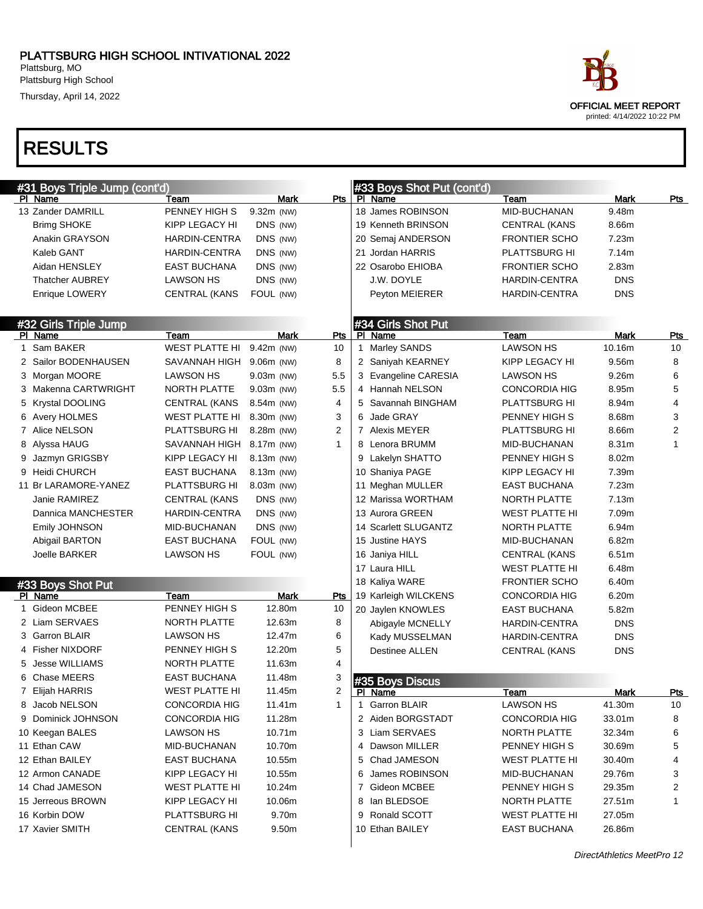# PLATTSBURG HIGH SCHOOL INTIVATIONAL 2022

Plattsburg, MO
Plattsburg High School
Thursday, April 14, 2022

OFFICIAL MEET REPORT
printed: 4/14/2022 10:22 PM

## RESULTS

### #31 Boys Triple Jump (cont'd)

| Pl | Name | Team | Mark | Pts |
|---|---|---|---|---|
| 13 | Zander DAMRILL | PENNEY HIGH S | 9.32m (NW) | |
| | Brimg SHOKE | KIPP LEGACY HI | DNS (NW) | |
| | Anakin GRAYSON | HARDIN-CENTRA | DNS (NW) | |
| | Kaleb GANT | HARDIN-CENTRA | DNS (NW) | |
| | Aidan HENSLEY | EAST BUCHANA | DNS (NW) | |
| | Thatcher AUBREY | LAWSON HS | DNS (NW) | |
| | Enrique LOWERY | CENTRAL (KANS | FOUL (NW) | |

### #32 Girls Triple Jump

| Pl | Name | Team | Mark | Pts |
|---|---|---|---|---|
| 1 | Sam BAKER | WEST PLATTE HI | 9.42m (NW) | 10 |
| 2 | Sailor BODENHAUSEN | SAVANNAH HIGH | 9.06m (NW) | 8 |
| 3 | Morgan MOORE | LAWSON HS | 9.03m (NW) | 5.5 |
| 3 | Makenna CARTWRIGHT | NORTH PLATTE | 9.03m (NW) | 5.5 |
| 5 | Krystal DOOLING | CENTRAL (KANS | 8.54m (NW) | 4 |
| 6 | Avery HOLMES | WEST PLATTE HI | 8.30m (NW) | 3 |
| 7 | Alice NELSON | PLATTSBURG HI | 8.28m (NW) | 2 |
| 8 | Alyssa HAUG | SAVANNAH HIGH | 8.17m (NW) | 1 |
| 9 | Jazmyn GRIGSBY | KIPP LEGACY HI | 8.13m (NW) | |
| 9 | Heidi CHURCH | EAST BUCHANA | 8.13m (NW) | |
| 11 | Br LARAMORE-YANEZ | PLATTSBURG HI | 8.03m (NW) | |
| | Janie RAMIREZ | CENTRAL (KANS | DNS (NW) | |
| | Dannica MANCHESTER | HARDIN-CENTRA | DNS (NW) | |
| | Emily JOHNSON | MID-BUCHANAN | DNS (NW) | |
| | Abigail BARTON | EAST BUCHANA | FOUL (NW) | |
| | Joelle BARKER | LAWSON HS | FOUL (NW) | |

### #33 Boys Shot Put

| Pl | Name | Team | Mark | Pts |
|---|---|---|---|---|
| 1 | Gideon MCBEE | PENNEY HIGH S | 12.80m | 10 |
| 2 | Liam SERVAES | NORTH PLATTE | 12.63m | 8 |
| 3 | Garron BLAIR | LAWSON HS | 12.47m | 6 |
| 4 | Fisher NIXDORF | PENNEY HIGH S | 12.20m | 5 |
| 5 | Jesse WILLIAMS | NORTH PLATTE | 11.63m | 4 |
| 6 | Chase MEERS | EAST BUCHANA | 11.48m | 3 |
| 7 | Elijah HARRIS | WEST PLATTE HI | 11.45m | 2 |
| 8 | Jacob NELSON | CONCORDIA HIG | 11.41m | 1 |
| 9 | Dominick JOHNSON | CONCORDIA HIG | 11.28m | |
| 10 | Keegan BALES | LAWSON HS | 10.71m | |
| 11 | Ethan CAW | MID-BUCHANAN | 10.70m | |
| 12 | Ethan BAILEY | EAST BUCHANA | 10.55m | |
| 12 | Armon CANADE | KIPP LEGACY HI | 10.55m | |
| 14 | Chad JAMESON | WEST PLATTE HI | 10.24m | |
| 15 | Jerreous BROWN | KIPP LEGACY HI | 10.06m | |
| 16 | Korbin DOW | PLATTSBURG HI | 9.70m | |
| 17 | Xavier SMITH | CENTRAL (KANS | 9.50m | |
| 18 | James ROBINSON | MID-BUCHANAN | 9.48m | |
| 19 | Kenneth BRINSON | CENTRAL (KANS | 8.66m | |
| 20 | Semaj ANDERSON | FRONTIER SCHO | 7.23m | |
| 21 | Jordan HARRIS | PLATTSBURG HI | 7.14m | |
| 22 | Osarobo EHIOBA | FRONTIER SCHO | 2.83m | |
| | J.W. DOYLE | HARDIN-CENTRA | DNS | |
| | Peyton MEIERER | HARDIN-CENTRA | DNS | |

### #34 Girls Shot Put

| Pl | Name | Team | Mark | Pts |
|---|---|---|---|---|
| 1 | Marley SANDS | LAWSON HS | 10.16m | 10 |
| 2 | Saniyah KEARNEY | KIPP LEGACY HI | 9.56m | 8 |
| 3 | Evangeline CARESIA | LAWSON HS | 9.26m | 6 |
| 4 | Hannah NELSON | CONCORDIA HIG | 8.95m | 5 |
| 5 | Savannah BINGHAM | PLATTSBURG HI | 8.94m | 4 |
| 6 | Jade GRAY | PENNEY HIGH S | 8.68m | 3 |
| 7 | Alexis MEYER | PLATTSBURG HI | 8.66m | 2 |
| 8 | Lenora BRUMM | MID-BUCHANAN | 8.31m | 1 |
| 9 | Lakelyn SHATTO | PENNEY HIGH S | 8.02m | |
| 10 | Shaniya PAGE | KIPP LEGACY HI | 7.39m | |
| 11 | Meghan MULLER | EAST BUCHANA | 7.23m | |
| 12 | Marissa WORTHAM | NORTH PLATTE | 7.13m | |
| 13 | Aurora GREEN | WEST PLATTE HI | 7.09m | |
| 14 | Scarlett SLUGANTZ | NORTH PLATTE | 6.94m | |
| 15 | Justine HAYS | MID-BUCHANAN | 6.82m | |
| 16 | Janiya HILL | CENTRAL (KANS | 6.51m | |
| 17 | Laura HILL | WEST PLATTE HI | 6.48m | |
| 18 | Kaliya WARE | FRONTIER SCHO | 6.40m | |
| 19 | Karleigh WILCKENS | CONCORDIA HIG | 6.20m | |
| 20 | Jaylen KNOWLES | EAST BUCHANA | 5.82m | |
| | Abigayle MCNELLY | HARDIN-CENTRA | DNS | |
| | Kady MUSSELMAN | HARDIN-CENTRA | DNS | |
| | Destinee ALLEN | CENTRAL (KANS | DNS | |

### #35 Boys Discus

| Pl | Name | Team | Mark | Pts |
|---|---|---|---|---|
| 1 | Garron BLAIR | LAWSON HS | 41.30m | 10 |
| 2 | Aiden BORGSTADT | CONCORDIA HIG | 33.01m | 8 |
| 3 | Liam SERVAES | NORTH PLATTE | 32.34m | 6 |
| 4 | Dawson MILLER | PENNEY HIGH S | 30.69m | 5 |
| 5 | Chad JAMESON | WEST PLATTE HI | 30.40m | 4 |
| 6 | James ROBINSON | MID-BUCHANAN | 29.76m | 3 |
| 7 | Gideon MCBEE | PENNEY HIGH S | 29.35m | 2 |
| 8 | Ian BLEDSOE | NORTH PLATTE | 27.51m | 1 |
| 9 | Ronald SCOTT | WEST PLATTE HI | 27.05m | |
| 10 | Ethan BAILEY | EAST BUCHANA | 26.86m | |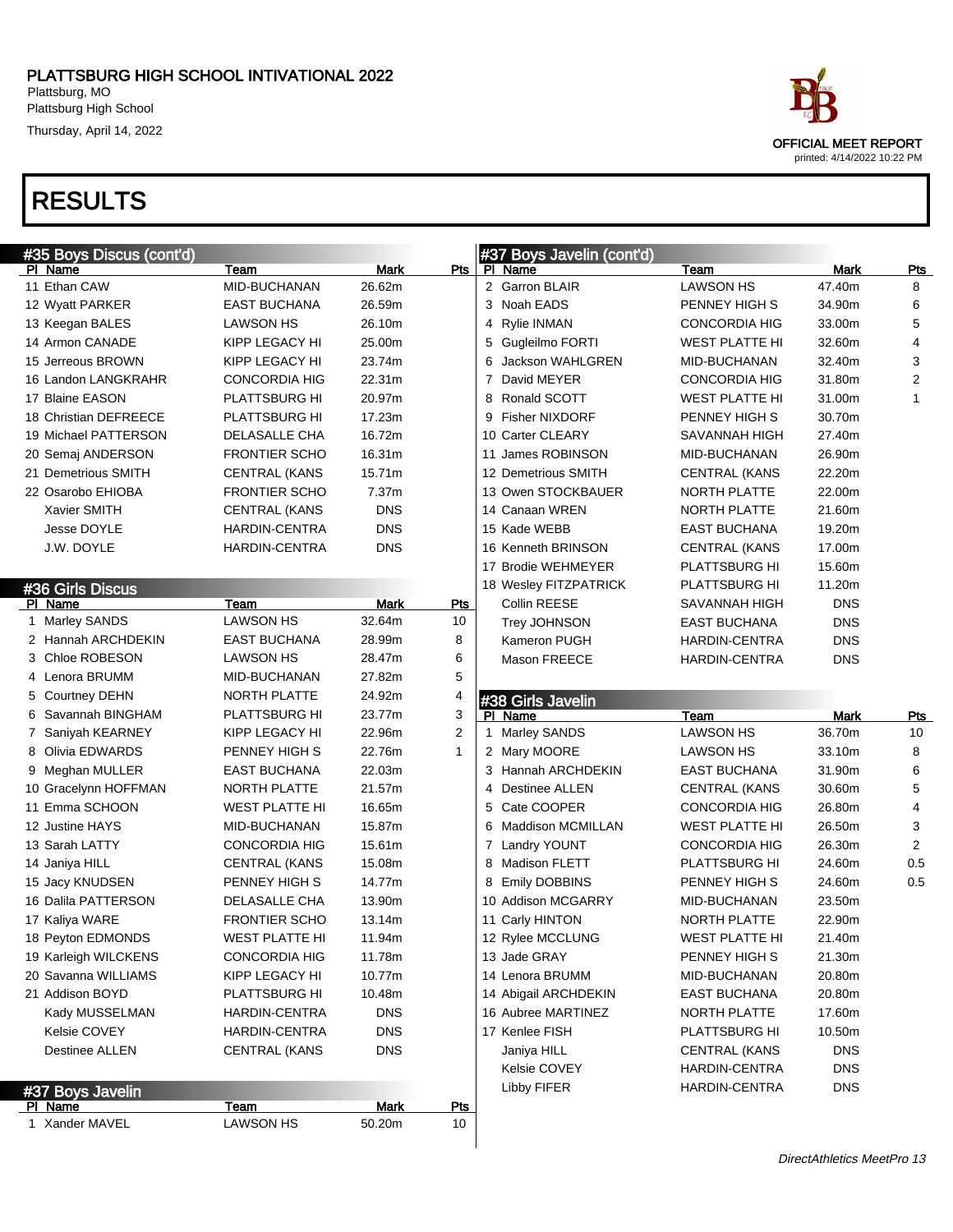# PLATTSBURG HIGH SCHOOL INTIVATIONAL 2022

Plattsburg, MO
Plattsburg High School
Thursday, April 14, 2022

OFFICIAL MEET REPORT
printed: 4/14/2022 10:22 PM

# RESULTS

## #35 Boys Discus (cont'd)

| Pl | Name | Team | Mark | Pts |
|---|---|---|---|---|
| 11 | Ethan CAW | MID-BUCHANAN | 26.62m | |
| 12 | Wyatt PARKER | EAST BUCHANA | 26.59m | |
| 13 | Keegan BALES | LAWSON HS | 26.10m | |
| 14 | Armon CANADE | KIPP LEGACY HI | 25.00m | |
| 15 | Jerreous BROWN | KIPP LEGACY HI | 23.74m | |
| 16 | Landon LANGKRAHR | CONCORDIA HIG | 22.31m | |
| 17 | Blaine EASON | PLATTSBURG HI | 20.97m | |
| 18 | Christian DEFREECE | PLATTSBURG HI | 17.23m | |
| 19 | Michael PATTERSON | DELASALLE CHA | 16.72m | |
| 20 | Semaj ANDERSON | FRONTIER SCHO | 16.31m | |
| 21 | Demetrious SMITH | CENTRAL (KANS | 15.71m | |
| 22 | Osarobo EHIOBA | FRONTIER SCHO | 7.37m | |
| | Xavier SMITH | CENTRAL (KANS | DNS | |
| | Jesse DOYLE | HARDIN-CENTRA | DNS | |
| | J.W. DOYLE | HARDIN-CENTRA | DNS | |

## #36 Girls Discus

| Pl | Name | Team | Mark | Pts |
|---|---|---|---|---|
| 1 | Marley SANDS | LAWSON HS | 32.64m | 10 |
| 2 | Hannah ARCHDEKIN | EAST BUCHANA | 28.99m | 8 |
| 3 | Chloe ROBESON | LAWSON HS | 28.47m | 6 |
| 4 | Lenora BRUMM | MID-BUCHANAN | 27.82m | 5 |
| 5 | Courtney DEHN | NORTH PLATTE | 24.92m | 4 |
| 6 | Savannah BINGHAM | PLATTSBURG HI | 23.77m | 3 |
| 7 | Saniyah KEARNEY | KIPP LEGACY HI | 22.96m | 2 |
| 8 | Olivia EDWARDS | PENNEY HIGH S | 22.76m | 1 |
| 9 | Meghan MULLER | EAST BUCHANA | 22.03m | |
| 10 | Gracelynn HOFFMAN | NORTH PLATTE | 21.57m | |
| 11 | Emma SCHOON | WEST PLATTE HI | 16.65m | |
| 12 | Justine HAYS | MID-BUCHANAN | 15.87m | |
| 13 | Sarah LATTY | CONCORDIA HIG | 15.61m | |
| 14 | Janiya HILL | CENTRAL (KANS | 15.08m | |
| 15 | Jacy KNUDSEN | PENNEY HIGH S | 14.77m | |
| 16 | Dalila PATTERSON | DELASALLE CHA | 13.90m | |
| 17 | Kaliya WARE | FRONTIER SCHO | 13.14m | |
| 18 | Peyton EDMONDS | WEST PLATTE HI | 11.94m | |
| 19 | Karleigh WILCKENS | CONCORDIA HIG | 11.78m | |
| 20 | Savanna WILLIAMS | KIPP LEGACY HI | 10.77m | |
| 21 | Addison BOYD | PLATTSBURG HI | 10.48m | |
| | Kady MUSSELMAN | HARDIN-CENTRA | DNS | |
| | Kelsie COVEY | HARDIN-CENTRA | DNS | |
| | Destinee ALLEN | CENTRAL (KANS | DNS | |

## #37 Boys Javelin

| Pl | Name | Team | Mark | Pts |
|---|---|---|---|---|
| 1 | Xander MAVEL | LAWSON HS | 50.20m | 10 |
| 2 | Garron BLAIR | LAWSON HS | 47.40m | 8 |
| 3 | Noah EADS | PENNEY HIGH S | 34.90m | 6 |
| 4 | Rylie INMAN | CONCORDIA HIG | 33.00m | 5 |
| 5 | Gugleilmo FORTI | WEST PLATTE HI | 32.60m | 4 |
| 6 | Jackson WAHLGREN | MID-BUCHANAN | 32.40m | 3 |
| 7 | David MEYER | CONCORDIA HIG | 31.80m | 2 |
| 8 | Ronald SCOTT | WEST PLATTE HI | 31.00m | 1 |
| 9 | Fisher NIXDORF | PENNEY HIGH S | 30.70m | |
| 10 | Carter CLEARY | SAVANNAH HIGH | 27.40m | |
| 11 | James ROBINSON | MID-BUCHANAN | 26.90m | |
| 12 | Demetrious SMITH | CENTRAL (KANS | 22.20m | |
| 13 | Owen STOCKBAUER | NORTH PLATTE | 22.00m | |
| 14 | Canaan WREN | NORTH PLATTE | 21.60m | |
| 15 | Kade WEBB | EAST BUCHANA | 19.20m | |
| 16 | Kenneth BRINSON | CENTRAL (KANS | 17.00m | |
| 17 | Brodie WEHMEYER | PLATTSBURG HI | 15.60m | |
| 18 | Wesley FITZPATRICK | PLATTSBURG HI | 11.20m | |
| | Collin REESE | SAVANNAH HIGH | DNS | |
| | Trey JOHNSON | EAST BUCHANA | DNS | |
| | Kameron PUGH | HARDIN-CENTRA | DNS | |
| | Mason FREECE | HARDIN-CENTRA | DNS | |

## #38 Girls Javelin

| Pl | Name | Team | Mark | Pts |
|---|---|---|---|---|
| 1 | Marley SANDS | LAWSON HS | 36.70m | 10 |
| 2 | Mary MOORE | LAWSON HS | 33.10m | 8 |
| 3 | Hannah ARCHDEKIN | EAST BUCHANA | 31.90m | 6 |
| 4 | Destinee ALLEN | CENTRAL (KANS | 30.60m | 5 |
| 5 | Cate COOPER | CONCORDIA HIG | 26.80m | 4 |
| 6 | Maddison MCMILLAN | WEST PLATTE HI | 26.50m | 3 |
| 7 | Landry YOUNT | CONCORDIA HIG | 26.30m | 2 |
| 8 | Madison FLETT | PLATTSBURG HI | 24.60m | 0.5 |
| 8 | Emily DOBBINS | PENNEY HIGH S | 24.60m | 0.5 |
| 10 | Addison MCGARRY | MID-BUCHANAN | 23.50m | |
| 11 | Carly HINTON | NORTH PLATTE | 22.90m | |
| 12 | Rylee MCCLUNG | WEST PLATTE HI | 21.40m | |
| 13 | Jade GRAY | PENNEY HIGH S | 21.30m | |
| 14 | Lenora BRUMM | MID-BUCHANAN | 20.80m | |
| 14 | Abigail ARCHDEKIN | EAST BUCHANA | 20.80m | |
| 16 | Aubree MARTINEZ | NORTH PLATTE | 17.60m | |
| 17 | Kenlee FISH | PLATTSBURG HI | 10.50m | |
| | Janiya HILL | CENTRAL (KANS | DNS | |
| | Kelsie COVEY | HARDIN-CENTRA | DNS | |
| | Libby FIFER | HARDIN-CENTRA | DNS | |

*DirectAthletics MeetPro 13*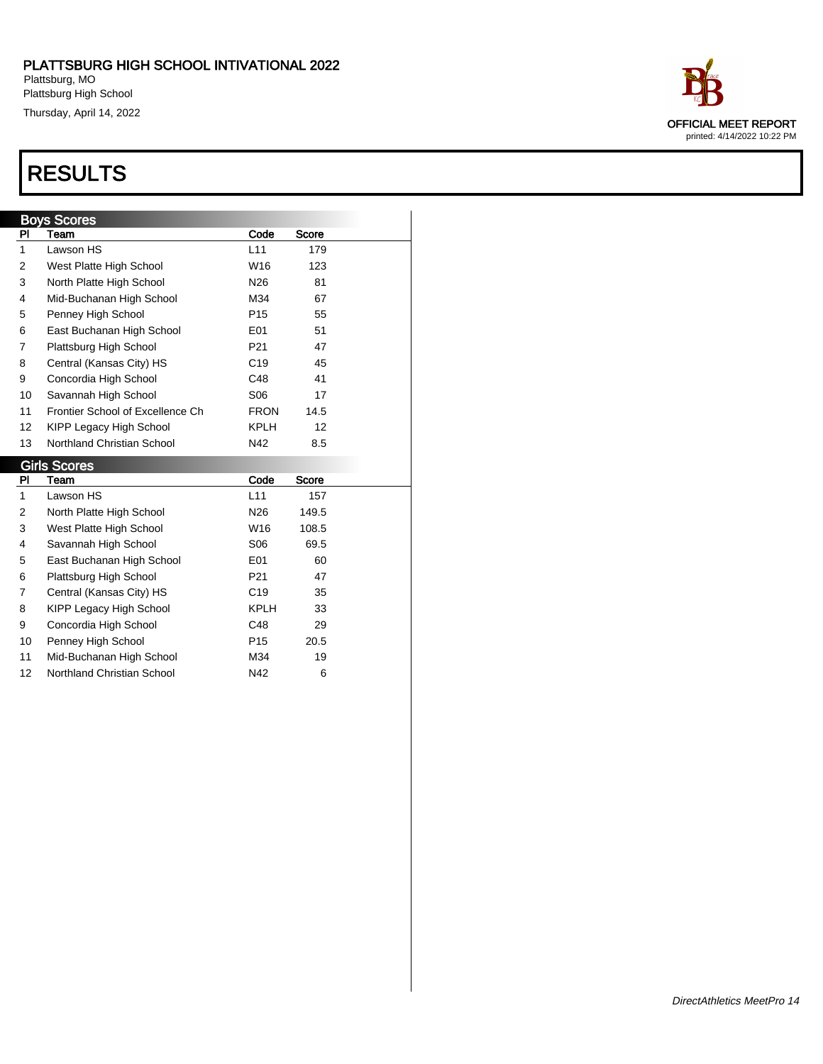PLATTSBURG HIGH SCHOOL INTIVATIONAL 2022
Plattsburg, MO
Plattsburg High School
Thursday, April 14, 2022

OFFICIAL MEET REPORT
printed: 4/14/2022 10:22 PM

# RESULTS

## Boys Scores

| Pl | Team | Code | Score |
|---|---|---|---|
| 1 | Lawson HS | L11 | 179 |
| 2 | West Platte High School | W16 | 123 |
| 3 | North Platte High School | N26 | 81 |
| 4 | Mid-Buchanan High School | M34 | 67 |
| 5 | Penney High School | P15 | 55 |
| 6 | East Buchanan High School | E01 | 51 |
| 7 | Plattsburg High School | P21 | 47 |
| 8 | Central (Kansas City) HS | C19 | 45 |
| 9 | Concordia High School | C48 | 41 |
| 10 | Savannah High School | S06 | 17 |
| 11 | Frontier School of Excellence Ch | FRON | 14.5 |
| 12 | KIPP Legacy High School | KPLH | 12 |
| 13 | Northland Christian School | N42 | 8.5 |

## Girls Scores

| Pl | Team | Code | Score |
|---|---|---|---|
| 1 | Lawson HS | L11 | 157 |
| 2 | North Platte High School | N26 | 149.5 |
| 3 | West Platte High School | W16 | 108.5 |
| 4 | Savannah High School | S06 | 69.5 |
| 5 | East Buchanan High School | E01 | 60 |
| 6 | Plattsburg High School | P21 | 47 |
| 7 | Central (Kansas City) HS | C19 | 35 |
| 8 | KIPP Legacy High School | KPLH | 33 |
| 9 | Concordia High School | C48 | 29 |
| 10 | Penney High School | P15 | 20.5 |
| 11 | Mid-Buchanan High School | M34 | 19 |
| 12 | Northland Christian School | N42 | 6 |

*DirectAthletics MeetPro 14*